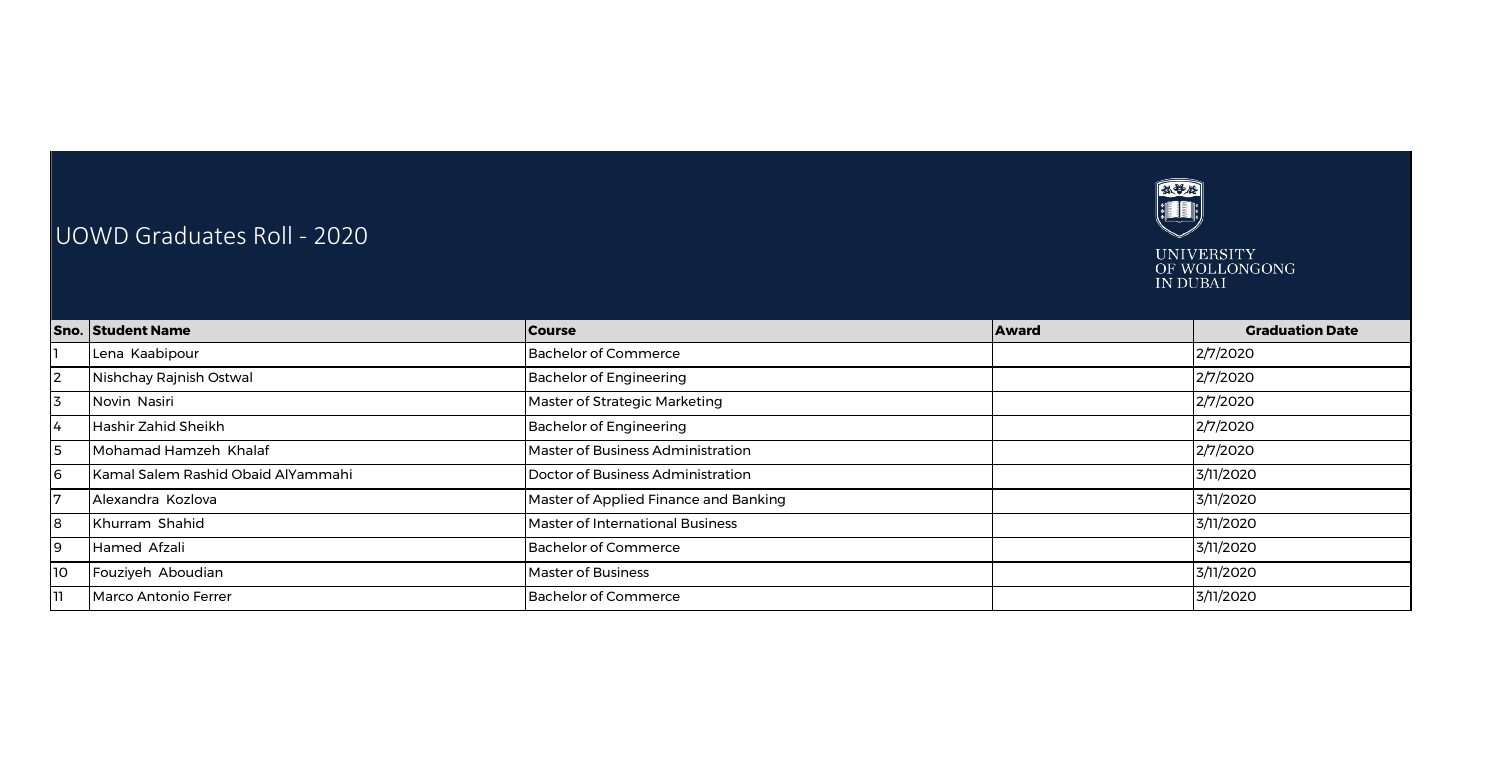# UOWD Graduates Roll - 2020

UNIVERSITY OF WOLLONGONG IN DUBAI

| Sno. | Student Name | Course | Award | Graduation Date |
|---|---|---|---|---|
| 1 | Lena Kaabipour | Bachelor of Commerce | | 2/7/2020 |
| 2 | Nishchay Rajnish Ostwal | Bachelor of Engineering | | 2/7/2020 |
| 3 | Novin Nasiri | Master of Strategic Marketing | | 2/7/2020 |
| 4 | Hashir Zahid Sheikh | Bachelor of Engineering | | 2/7/2020 |
| 5 | Mohamad Hamzeh Khalaf | Master of Business Administration | | 2/7/2020 |
| 6 | Kamal Salem Rashid Obaid AlYammahi | Doctor of Business Administration | | 3/11/2020 |
| 7 | Alexandra Kozlova | Master of Applied Finance and Banking | | 3/11/2020 |
| 8 | Khurram Shahid | Master of International Business | | 3/11/2020 |
| 9 | Hamed Afzali | Bachelor of Commerce | | 3/11/2020 |
| 10 | Fouziyeh Aboudian | Master of Business | | 3/11/2020 |
| 11 | Marco Antonio Ferrer | Bachelor of Commerce | | 3/11/2020 |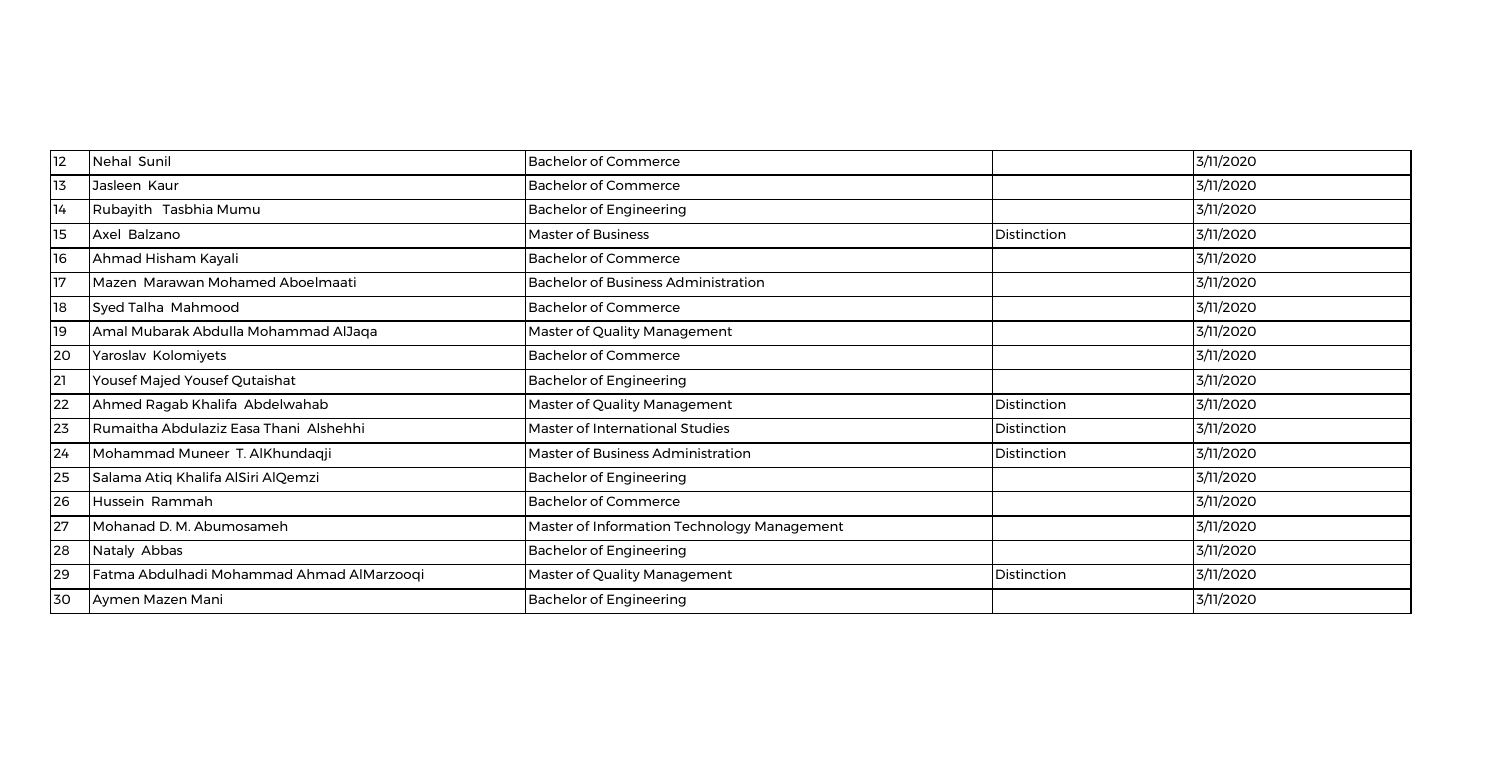| | | | | |
|---|---|---|---|---|
| 12 | Nehal Sunil | Bachelor of Commerce | | 3/11/2020 |
| 13 | Jasleen Kaur | Bachelor of Commerce | | 3/11/2020 |
| 14 | Rubayith Tasbhia Mumu | Bachelor of Engineering | | 3/11/2020 |
| 15 | Axel Balzano | Master of Business | Distinction | 3/11/2020 |
| 16 | Ahmad Hisham Kayali | Bachelor of Commerce | | 3/11/2020 |
| 17 | Mazen Marawan Mohamed Aboelmaati | Bachelor of Business Administration | | 3/11/2020 |
| 18 | Syed Talha Mahmood | Bachelor of Commerce | | 3/11/2020 |
| 19 | Amal Mubarak Abdulla Mohammad AlJaqa | Master of Quality Management | | 3/11/2020 |
| 20 | Yaroslav Kolomiyets | Bachelor of Commerce | | 3/11/2020 |
| 21 | Yousef Majed Yousef Qutaishat | Bachelor of Engineering | | 3/11/2020 |
| 22 | Ahmed Ragab Khalifa Abdelwahab | Master of Quality Management | Distinction | 3/11/2020 |
| 23 | Rumaitha Abdulaziz Easa Thani Alshehhi | Master of International Studies | Distinction | 3/11/2020 |
| 24 | Mohammad Muneer T. AlKhundaqji | Master of Business Administration | Distinction | 3/11/2020 |
| 25 | Salama Atiq Khalifa AlSiri AlQemzi | Bachelor of Engineering | | 3/11/2020 |
| 26 | Hussein Rammah | Bachelor of Commerce | | 3/11/2020 |
| 27 | Mohanad D. M. Abumosameh | Master of Information Technology Management | | 3/11/2020 |
| 28 | Nataly Abbas | Bachelor of Engineering | | 3/11/2020 |
| 29 | Fatma Abdulhadi Mohammad Ahmad AlMarzooqi | Master of Quality Management | Distinction | 3/11/2020 |
| 30 | Aymen Mazen Mani | Bachelor of Engineering | | 3/11/2020 |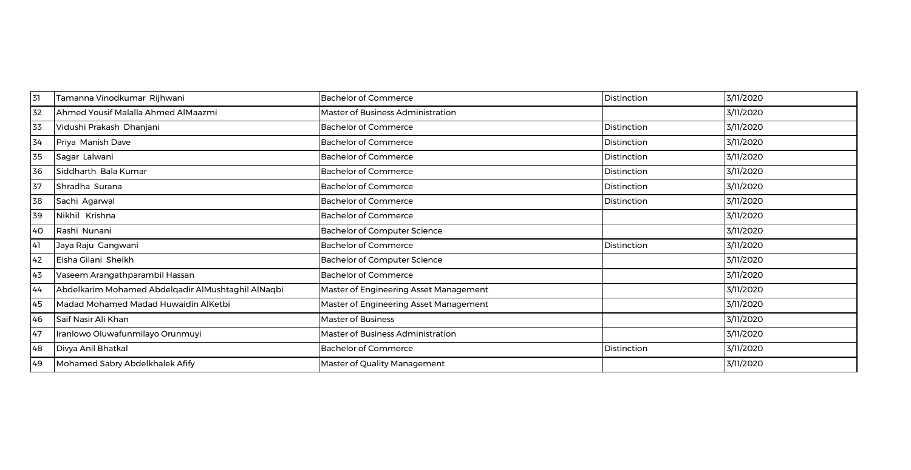| 31 | Tamanna Vinodkumar Rijhwani | Bachelor of Commerce | Distinction | 3/11/2020 |
|---|---|---|---|---|
| 32 | Ahmed Yousif Malalla Ahmed AlMaazmi | Master of Business Administration | | 3/11/2020 |
| 33 | Vidushi Prakash Dhanjani | Bachelor of Commerce | Distinction | 3/11/2020 |
| 34 | Priya Manish Dave | Bachelor of Commerce | Distinction | 3/11/2020 |
| 35 | Sagar Lalwani | Bachelor of Commerce | Distinction | 3/11/2020 |
| 36 | Siddharth Bala Kumar | Bachelor of Commerce | Distinction | 3/11/2020 |
| 37 | Shradha Surana | Bachelor of Commerce | Distinction | 3/11/2020 |
| 38 | Sachi Agarwal | Bachelor of Commerce | Distinction | 3/11/2020 |
| 39 | Nikhil Krishna | Bachelor of Commerce | | 3/11/2020 |
| 40 | Rashi Nunani | Bachelor of Computer Science | | 3/11/2020 |
| 41 | Jaya Raju Gangwani | Bachelor of Commerce | Distinction | 3/11/2020 |
| 42 | Eisha Gilani Sheikh | Bachelor of Computer Science | | 3/11/2020 |
| 43 | Vaseem Arangathparambil Hassan | Bachelor of Commerce | | 3/11/2020 |
| 44 | Abdelkarim Mohamed Abdelqadir AlMushtaghil AlNaqbi | Master of Engineering Asset Management | | 3/11/2020 |
| 45 | Madad Mohamed Madad Huwaidin AlKetbi | Master of Engineering Asset Management | | 3/11/2020 |
| 46 | Saif Nasir Ali Khan | Master of Business | | 3/11/2020 |
| 47 | Iranlowo Oluwafunmilayo Orunmuyi | Master of Business Administration | | 3/11/2020 |
| 48 | Divya Anil Bhatkal | Bachelor of Commerce | Distinction | 3/11/2020 |
| 49 | Mohamed Sabry Abdelkhalek Afify | Master of Quality Management | | 3/11/2020 |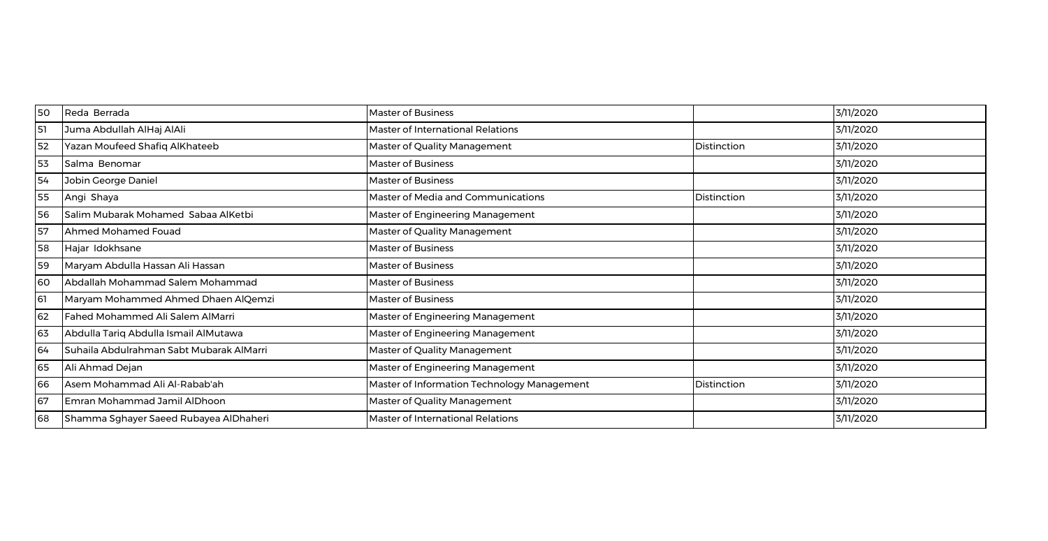| | | | | |
|---|---|---|---|---|
| 50 | Reda  Berrada | Master of Business | | 3/11/2020 |
| 51 | Juma Abdullah AlHaj AlAli | Master of International Relations | | 3/11/2020 |
| 52 | Yazan Moufeed Shafiq AlKhateeb | Master of Quality Management | Distinction | 3/11/2020 |
| 53 | Salma  Benomar | Master of Business | | 3/11/2020 |
| 54 | Jobin George Daniel | Master of Business | | 3/11/2020 |
| 55 | Angi  Shaya | Master of Media and Communications | Distinction | 3/11/2020 |
| 56 | Salim Mubarak Mohamed  Sabaa AlKetbi | Master of Engineering Management | | 3/11/2020 |
| 57 | Ahmed Mohamed Fouad | Master of Quality Management | | 3/11/2020 |
| 58 | Hajar  Idokhsane | Master of Business | | 3/11/2020 |
| 59 | Maryam Abdulla Hassan Ali Hassan | Master of Business | | 3/11/2020 |
| 60 | Abdallah Mohammad Salem Mohammad | Master of Business | | 3/11/2020 |
| 61 | Maryam Mohammed Ahmed Dhaen AlQemzi | Master of Business | | 3/11/2020 |
| 62 | Fahed Mohammed Ali Salem AlMarri | Master of Engineering Management | | 3/11/2020 |
| 63 | Abdulla Tariq Abdulla Ismail AlMutawa | Master of Engineering Management | | 3/11/2020 |
| 64 | Suhaila Abdulrahman Sabt Mubarak AlMarri | Master of Quality Management | | 3/11/2020 |
| 65 | Ali Ahmad Dejan | Master of Engineering Management | | 3/11/2020 |
| 66 | Asem Mohammad Ali Al-Rabab'ah | Master of Information Technology Management | Distinction | 3/11/2020 |
| 67 | Emran Mohammad Jamil AlDhoon | Master of Quality Management | | 3/11/2020 |
| 68 | Shamma Sghayer Saeed Rubayea AlDhaheri | Master of International Relations | | 3/11/2020 |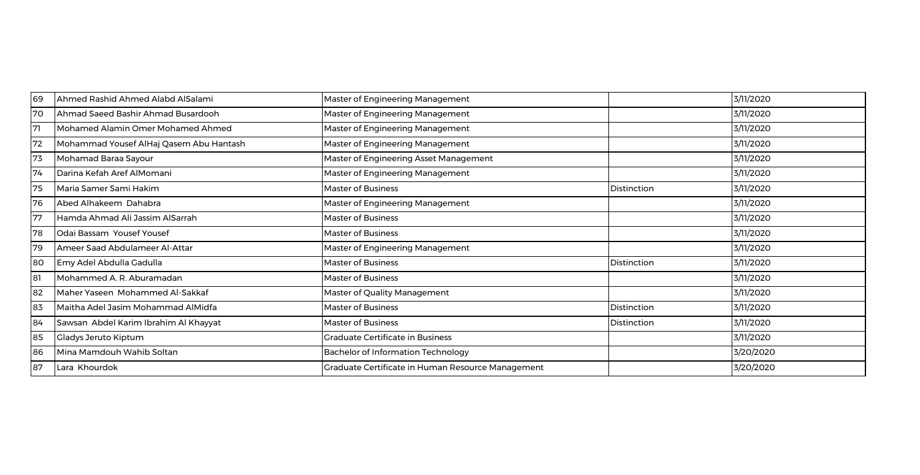| | | | | |
|---|---|---|---|---|
| 69 | Ahmed Rashid Ahmed Alabd AlSalami | Master of Engineering Management | | 3/11/2020 |
| 70 | Ahmad Saeed Bashir Ahmad Busardooh | Master of Engineering Management | | 3/11/2020 |
| 71 | Mohamed Alamin Omer Mohamed Ahmed | Master of Engineering Management | | 3/11/2020 |
| 72 | Mohammad Yousef AlHaj Qasem Abu Hantash | Master of Engineering Management | | 3/11/2020 |
| 73 | Mohamad Baraa Sayour | Master of Engineering Asset Management | | 3/11/2020 |
| 74 | Darina Kefah Aref AlMomani | Master of Engineering Management | | 3/11/2020 |
| 75 | Maria Samer Sami Hakim | Master of Business | Distinction | 3/11/2020 |
| 76 | Abed Alhakeem Dahabra | Master of Engineering Management | | 3/11/2020 |
| 77 | Hamda Ahmad Ali Jassim AlSarrah | Master of Business | | 3/11/2020 |
| 78 | Odai Bassam Yousef Yousef | Master of Business | | 3/11/2020 |
| 79 | Ameer Saad Abdulameer Al-Attar | Master of Engineering Management | | 3/11/2020 |
| 80 | Emy Adel Abdulla Gadulla | Master of Business | Distinction | 3/11/2020 |
| 81 | Mohammed A. R. Aburamadan | Master of Business | | 3/11/2020 |
| 82 | Maher Yaseen Mohammed Al-Sakkaf | Master of Quality Management | | 3/11/2020 |
| 83 | Maitha Adel Jasim Mohammad AlMidfa | Master of Business | Distinction | 3/11/2020 |
| 84 | Sawsan Abdel Karim Ibrahim Al Khayyat | Master of Business | Distinction | 3/11/2020 |
| 85 | Gladys Jeruto Kiptum | Graduate Certificate in Business | | 3/11/2020 |
| 86 | Mina Mamdouh Wahib Soltan | Bachelor of Information Technology | | 3/20/2020 |
| 87 | Lara Khourdok | Graduate Certificate in Human Resource Management | | 3/20/2020 |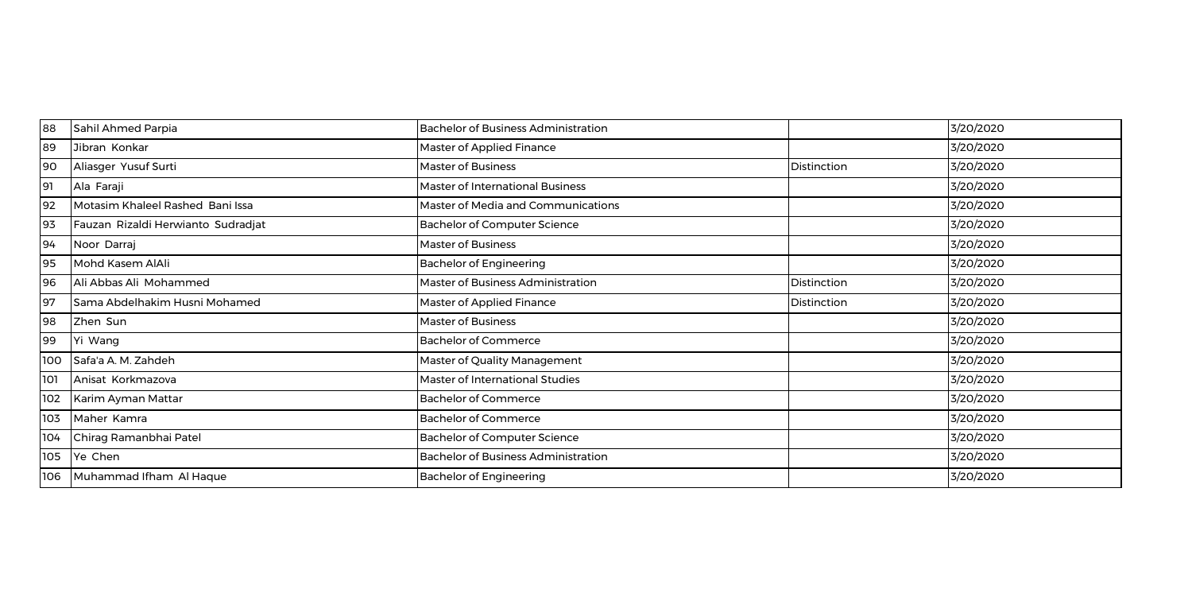| | | | | |
|---|---|---|---|---|
| 88 | Sahil Ahmed Parpia | Bachelor of Business Administration | | 3/20/2020 |
| 89 | Jibran Konkar | Master of Applied Finance | | 3/20/2020 |
| 90 | Aliasger Yusuf Surti | Master of Business | Distinction | 3/20/2020 |
| 91 | Ala Faraji | Master of International Business | | 3/20/2020 |
| 92 | Motasim Khaleel Rashed Bani Issa | Master of Media and Communications | | 3/20/2020 |
| 93 | Fauzan Rizaldi Herwianto Sudradjat | Bachelor of Computer Science | | 3/20/2020 |
| 94 | Noor Darraj | Master of Business | | 3/20/2020 |
| 95 | Mohd Kasem AlAli | Bachelor of Engineering | | 3/20/2020 |
| 96 | Ali Abbas Ali Mohammed | Master of Business Administration | Distinction | 3/20/2020 |
| 97 | Sama Abdelhakim Husni Mohamed | Master of Applied Finance | Distinction | 3/20/2020 |
| 98 | Zhen Sun | Master of Business | | 3/20/2020 |
| 99 | Yi Wang | Bachelor of Commerce | | 3/20/2020 |
| 100 | Safa'a A. M. Zahdeh | Master of Quality Management | | 3/20/2020 |
| 101 | Anisat Korkmazova | Master of International Studies | | 3/20/2020 |
| 102 | Karim Ayman Mattar | Bachelor of Commerce | | 3/20/2020 |
| 103 | Maher Kamra | Bachelor of Commerce | | 3/20/2020 |
| 104 | Chirag Ramanbhai Patel | Bachelor of Computer Science | | 3/20/2020 |
| 105 | Ye Chen | Bachelor of Business Administration | | 3/20/2020 |
| 106 | Muhammad Ifham Al Haque | Bachelor of Engineering | | 3/20/2020 |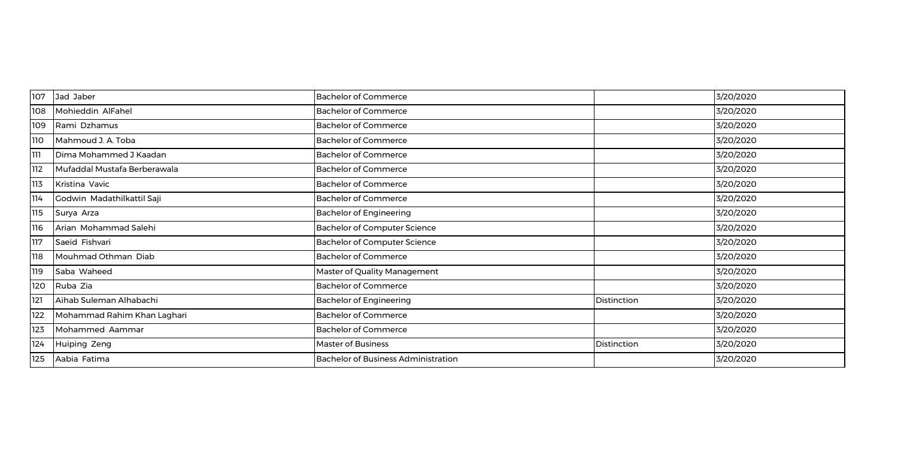| | | | | |
|---|---|---|---|---|
| 107 | Jad Jaber | Bachelor of Commerce | | 3/20/2020 |
| 108 | Mohieddin AlFahel | Bachelor of Commerce | | 3/20/2020 |
| 109 | Rami Dzhamus | Bachelor of Commerce | | 3/20/2020 |
| 110 | Mahmoud J. A. Toba | Bachelor of Commerce | | 3/20/2020 |
| 111 | Dima Mohammed J Kaadan | Bachelor of Commerce | | 3/20/2020 |
| 112 | Mufaddal Mustafa Berberawala | Bachelor of Commerce | | 3/20/2020 |
| 113 | Kristina Vavic | Bachelor of Commerce | | 3/20/2020 |
| 114 | Godwin Madathilkattil Saji | Bachelor of Commerce | | 3/20/2020 |
| 115 | Surya Arza | Bachelor of Engineering | | 3/20/2020 |
| 116 | Arian Mohammad Salehi | Bachelor of Computer Science | | 3/20/2020 |
| 117 | Saeid Fishvari | Bachelor of Computer Science | | 3/20/2020 |
| 118 | Mouhmad Othman Diab | Bachelor of Commerce | | 3/20/2020 |
| 119 | Saba Waheed | Master of Quality Management | | 3/20/2020 |
| 120 | Ruba Zia | Bachelor of Commerce | | 3/20/2020 |
| 121 | Aihab Suleman Alhabachi | Bachelor of Engineering | Distinction | 3/20/2020 |
| 122 | Mohammad Rahim Khan Laghari | Bachelor of Commerce | | 3/20/2020 |
| 123 | Mohammed Aammar | Bachelor of Commerce | | 3/20/2020 |
| 124 | Huiping Zeng | Master of Business | Distinction | 3/20/2020 |
| 125 | Aabia Fatima | Bachelor of Business Administration | | 3/20/2020 |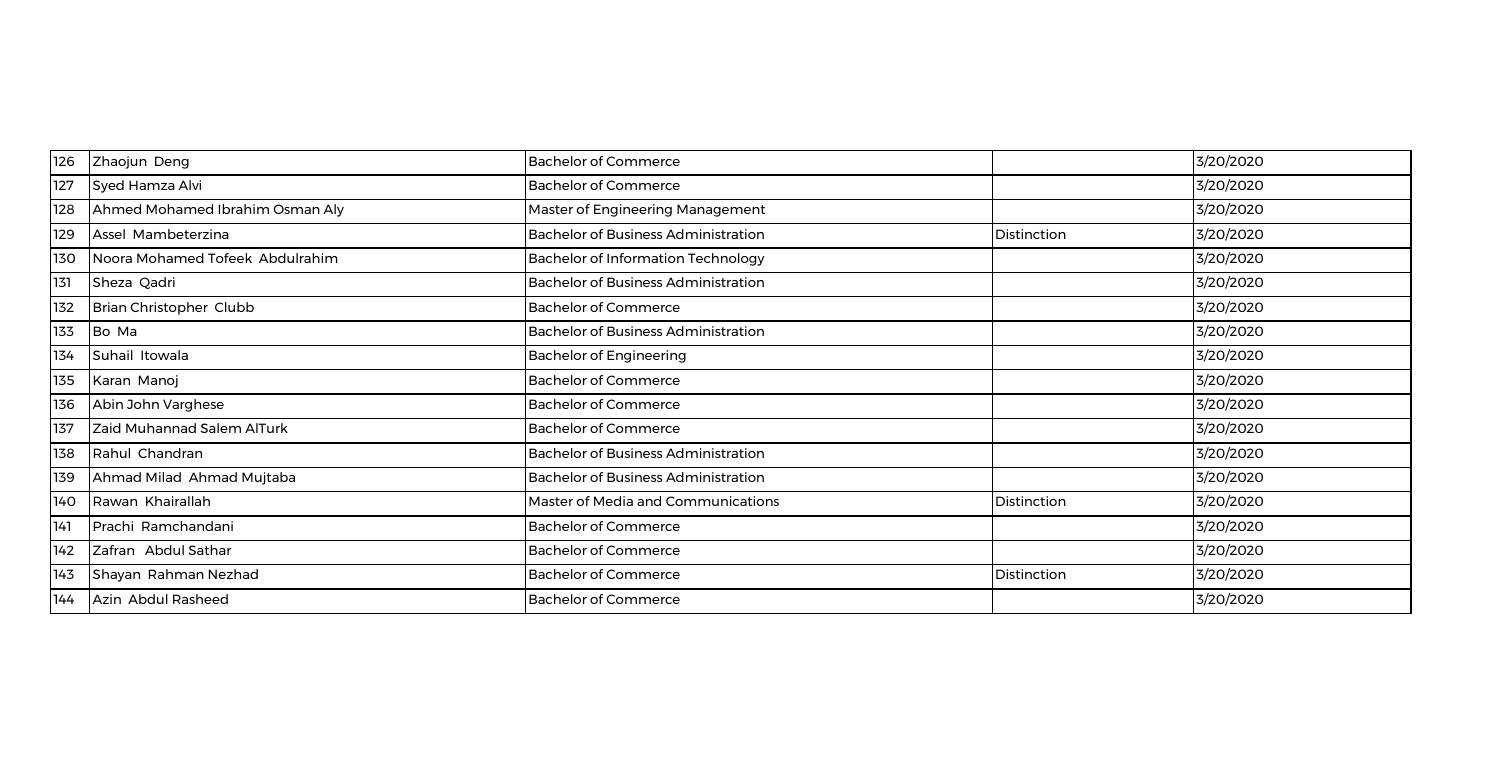| 126 | Zhaojun Deng | Bachelor of Commerce | | 3/20/2020 |
|---|---|---|---|---|
| 127 | Syed Hamza Alvi | Bachelor of Commerce | | 3/20/2020 |
| 128 | Ahmed Mohamed Ibrahim Osman Aly | Master of Engineering Management | | 3/20/2020 |
| 129 | Assel Mambeterzina | Bachelor of Business Administration | Distinction | 3/20/2020 |
| 130 | Noora Mohamed Tofeek Abdulrahim | Bachelor of Information Technology | | 3/20/2020 |
| 131 | Sheza Qadri | Bachelor of Business Administration | | 3/20/2020 |
| 132 | Brian Christopher Clubb | Bachelor of Commerce | | 3/20/2020 |
| 133 | Bo Ma | Bachelor of Business Administration | | 3/20/2020 |
| 134 | Suhail Itowala | Bachelor of Engineering | | 3/20/2020 |
| 135 | Karan Manoj | Bachelor of Commerce | | 3/20/2020 |
| 136 | Abin John Varghese | Bachelor of Commerce | | 3/20/2020 |
| 137 | Zaid Muhannad Salem AlTurk | Bachelor of Commerce | | 3/20/2020 |
| 138 | Rahul Chandran | Bachelor of Business Administration | | 3/20/2020 |
| 139 | Ahmad Milad Ahmad Mujtaba | Bachelor of Business Administration | | 3/20/2020 |
| 140 | Rawan Khairallah | Master of Media and Communications | Distinction | 3/20/2020 |
| 141 | Prachi Ramchandani | Bachelor of Commerce | | 3/20/2020 |
| 142 | Zafran Abdul Sathar | Bachelor of Commerce | | 3/20/2020 |
| 143 | Shayan Rahman Nezhad | Bachelor of Commerce | Distinction | 3/20/2020 |
| 144 | Azin Abdul Rasheed | Bachelor of Commerce | | 3/20/2020 |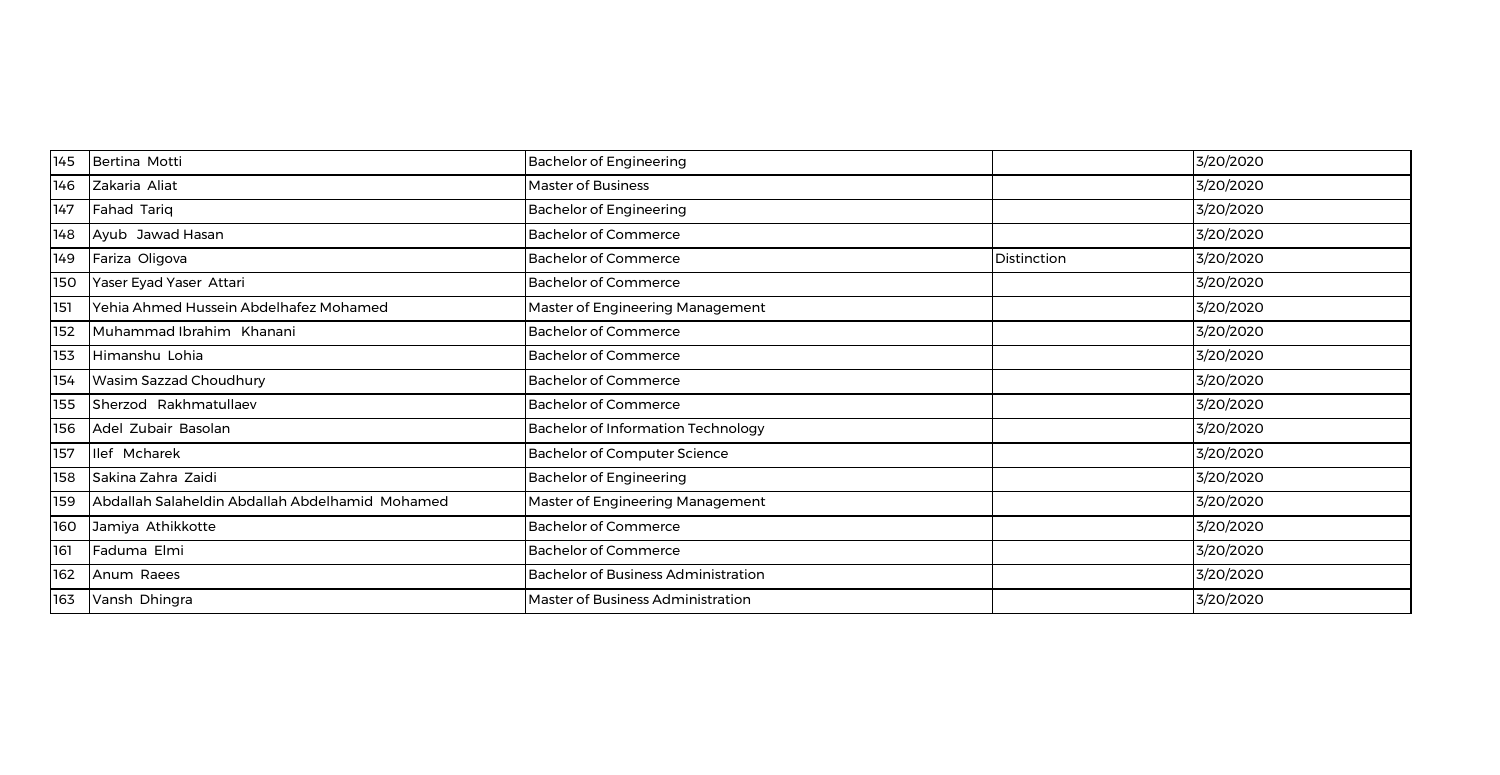| | | | | |
|---|---|---|---|---|
| 145 | Bertina Motti | Bachelor of Engineering | | 3/20/2020 |
| 146 | Zakaria Aliat | Master of Business | | 3/20/2020 |
| 147 | Fahad Tariq | Bachelor of Engineering | | 3/20/2020 |
| 148 | Ayub Jawad Hasan | Bachelor of Commerce | | 3/20/2020 |
| 149 | Fariza Oligova | Bachelor of Commerce | Distinction | 3/20/2020 |
| 150 | Yaser Eyad Yaser Attari | Bachelor of Commerce | | 3/20/2020 |
| 151 | Yehia Ahmed Hussein Abdelhafez Mohamed | Master of Engineering Management | | 3/20/2020 |
| 152 | Muhammad Ibrahim Khanani | Bachelor of Commerce | | 3/20/2020 |
| 153 | Himanshu Lohia | Bachelor of Commerce | | 3/20/2020 |
| 154 | Wasim Sazzad Choudhury | Bachelor of Commerce | | 3/20/2020 |
| 155 | Sherzod Rakhmatullaev | Bachelor of Commerce | | 3/20/2020 |
| 156 | Adel Zubair Basolan | Bachelor of Information Technology | | 3/20/2020 |
| 157 | Ilef Mcharek | Bachelor of Computer Science | | 3/20/2020 |
| 158 | Sakina Zahra Zaidi | Bachelor of Engineering | | 3/20/2020 |
| 159 | Abdallah Salaheldin Abdallah Abdelhamid Mohamed | Master of Engineering Management | | 3/20/2020 |
| 160 | Jamiya Athikkotte | Bachelor of Commerce | | 3/20/2020 |
| 161 | Faduma Elmi | Bachelor of Commerce | | 3/20/2020 |
| 162 | Anum Raees | Bachelor of Business Administration | | 3/20/2020 |
| 163 | Vansh Dhingra | Master of Business Administration | | 3/20/2020 |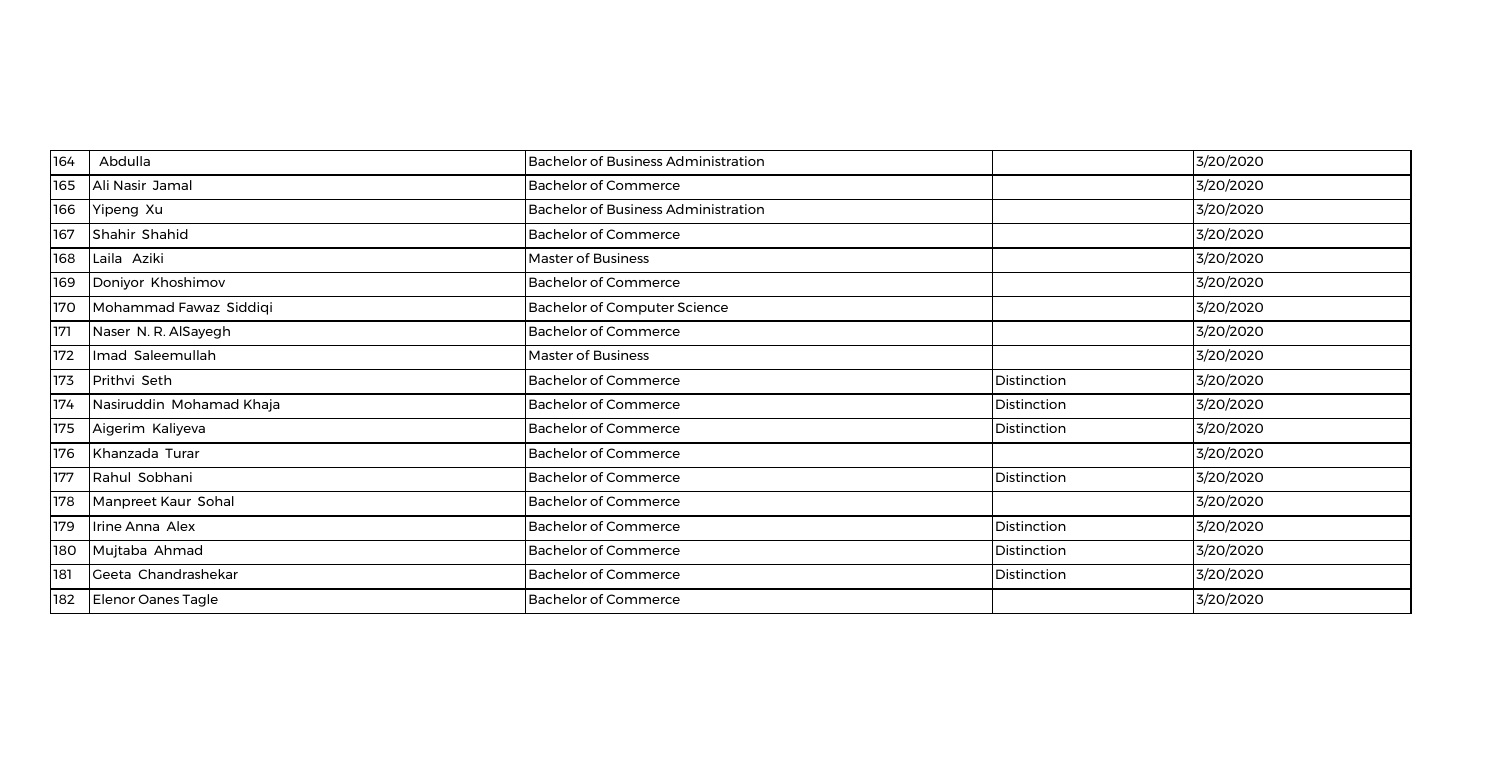| | | | | |
|---|---|---|---|---|
| 164 | Abdulla | Bachelor of Business Administration | | 3/20/2020 |
| 165 | Ali Nasir Jamal | Bachelor of Commerce | | 3/20/2020 |
| 166 | Yipeng Xu | Bachelor of Business Administration | | 3/20/2020 |
| 167 | Shahir Shahid | Bachelor of Commerce | | 3/20/2020 |
| 168 | Laila Aziki | Master of Business | | 3/20/2020 |
| 169 | Doniyor Khoshimov | Bachelor of Commerce | | 3/20/2020 |
| 170 | Mohammad Fawaz Siddiqi | Bachelor of Computer Science | | 3/20/2020 |
| 171 | Naser N. R. AlSayegh | Bachelor of Commerce | | 3/20/2020 |
| 172 | Imad Saleemullah | Master of Business | | 3/20/2020 |
| 173 | Prithvi Seth | Bachelor of Commerce | Distinction | 3/20/2020 |
| 174 | Nasiruddin Mohamad Khaja | Bachelor of Commerce | Distinction | 3/20/2020 |
| 175 | Aigerim Kaliyeva | Bachelor of Commerce | Distinction | 3/20/2020 |
| 176 | Khanzada Turar | Bachelor of Commerce | | 3/20/2020 |
| 177 | Rahul Sobhani | Bachelor of Commerce | Distinction | 3/20/2020 |
| 178 | Manpreet Kaur Sohal | Bachelor of Commerce | | 3/20/2020 |
| 179 | Irine Anna Alex | Bachelor of Commerce | Distinction | 3/20/2020 |
| 180 | Mujtaba Ahmad | Bachelor of Commerce | Distinction | 3/20/2020 |
| 181 | Geeta Chandrashekar | Bachelor of Commerce | Distinction | 3/20/2020 |
| 182 | Elenor Oanes Tagle | Bachelor of Commerce | | 3/20/2020 |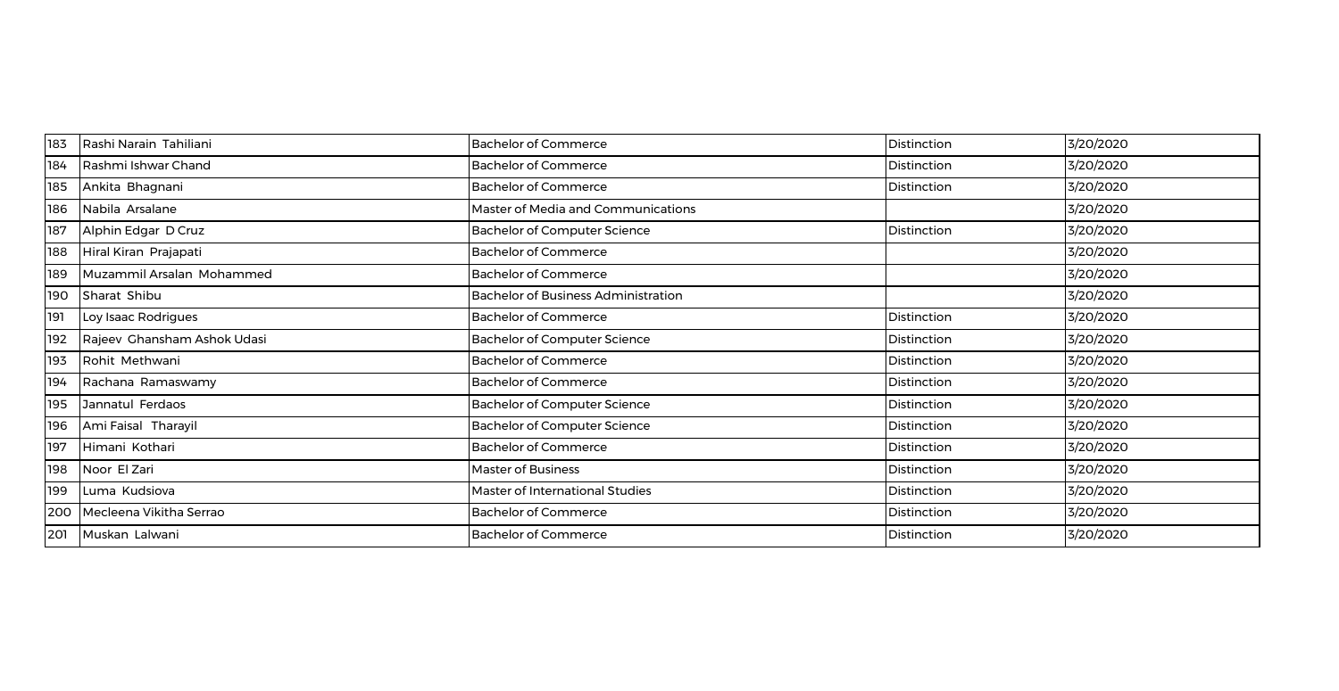| | | | | |
|---|---|---|---|---|
| 183 | Rashi Narain Tahiliani | Bachelor of Commerce | Distinction | 3/20/2020 |
| 184 | Rashmi Ishwar Chand | Bachelor of Commerce | Distinction | 3/20/2020 |
| 185 | Ankita Bhagnani | Bachelor of Commerce | Distinction | 3/20/2020 |
| 186 | Nabila Arsalane | Master of Media and Communications | | 3/20/2020 |
| 187 | Alphin Edgar D Cruz | Bachelor of Computer Science | Distinction | 3/20/2020 |
| 188 | Hiral Kiran Prajapati | Bachelor of Commerce | | 3/20/2020 |
| 189 | Muzammil Arsalan Mohammed | Bachelor of Commerce | | 3/20/2020 |
| 190 | Sharat Shibu | Bachelor of Business Administration | | 3/20/2020 |
| 191 | Loy Isaac Rodrigues | Bachelor of Commerce | Distinction | 3/20/2020 |
| 192 | Rajeev Ghansham Ashok Udasi | Bachelor of Computer Science | Distinction | 3/20/2020 |
| 193 | Rohit Methwani | Bachelor of Commerce | Distinction | 3/20/2020 |
| 194 | Rachana Ramaswamy | Bachelor of Commerce | Distinction | 3/20/2020 |
| 195 | Jannatul Ferdaos | Bachelor of Computer Science | Distinction | 3/20/2020 |
| 196 | Ami Faisal Tharayil | Bachelor of Computer Science | Distinction | 3/20/2020 |
| 197 | Himani Kothari | Bachelor of Commerce | Distinction | 3/20/2020 |
| 198 | Noor El Zari | Master of Business | Distinction | 3/20/2020 |
| 199 | Luma Kudsiova | Master of International Studies | Distinction | 3/20/2020 |
| 200 | Mecleena Vikitha Serrao | Bachelor of Commerce | Distinction | 3/20/2020 |
| 201 | Muskan Lalwani | Bachelor of Commerce | Distinction | 3/20/2020 |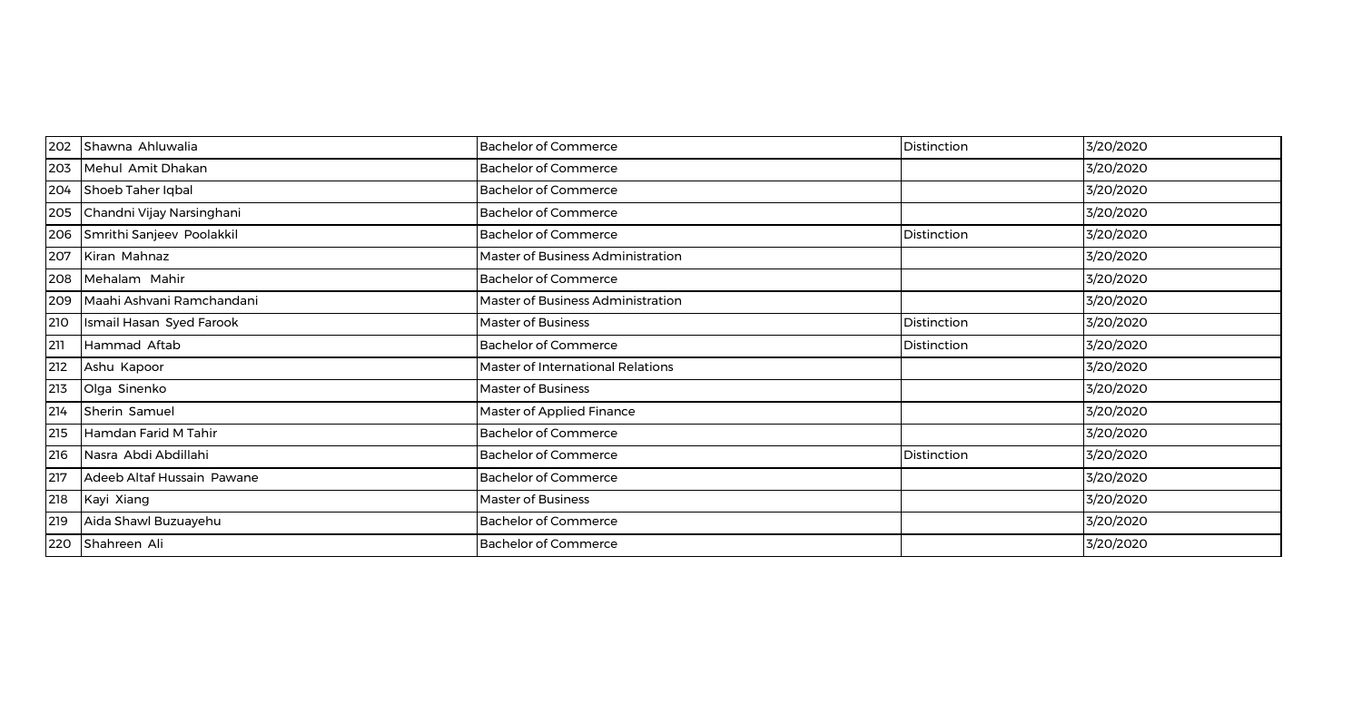| | | | | |
|---|---|---|---|---|
| 202 | Shawna Ahluwalia | Bachelor of Commerce | Distinction | 3/20/2020 |
| 203 | Mehul Amit Dhakan | Bachelor of Commerce | | 3/20/2020 |
| 204 | Shoeb Taher Iqbal | Bachelor of Commerce | | 3/20/2020 |
| 205 | Chandni Vijay Narsinghani | Bachelor of Commerce | | 3/20/2020 |
| 206 | Smrithi Sanjeev Poolakkil | Bachelor of Commerce | Distinction | 3/20/2020 |
| 207 | Kiran Mahnaz | Master of Business Administration | | 3/20/2020 |
| 208 | Mehalam Mahir | Bachelor of Commerce | | 3/20/2020 |
| 209 | Maahi Ashvani Ramchandani | Master of Business Administration | | 3/20/2020 |
| 210 | Ismail Hasan Syed Farook | Master of Business | Distinction | 3/20/2020 |
| 211 | Hammad Aftab | Bachelor of Commerce | Distinction | 3/20/2020 |
| 212 | Ashu Kapoor | Master of International Relations | | 3/20/2020 |
| 213 | Olga Sinenko | Master of Business | | 3/20/2020 |
| 214 | Sherin Samuel | Master of Applied Finance | | 3/20/2020 |
| 215 | Hamdan Farid M Tahir | Bachelor of Commerce | | 3/20/2020 |
| 216 | Nasra Abdi Abdillahi | Bachelor of Commerce | Distinction | 3/20/2020 |
| 217 | Adeeb Altaf Hussain Pawane | Bachelor of Commerce | | 3/20/2020 |
| 218 | Kayi Xiang | Master of Business | | 3/20/2020 |
| 219 | Aida Shawl Buzuayehu | Bachelor of Commerce | | 3/20/2020 |
| 220 | Shahreen Ali | Bachelor of Commerce | | 3/20/2020 |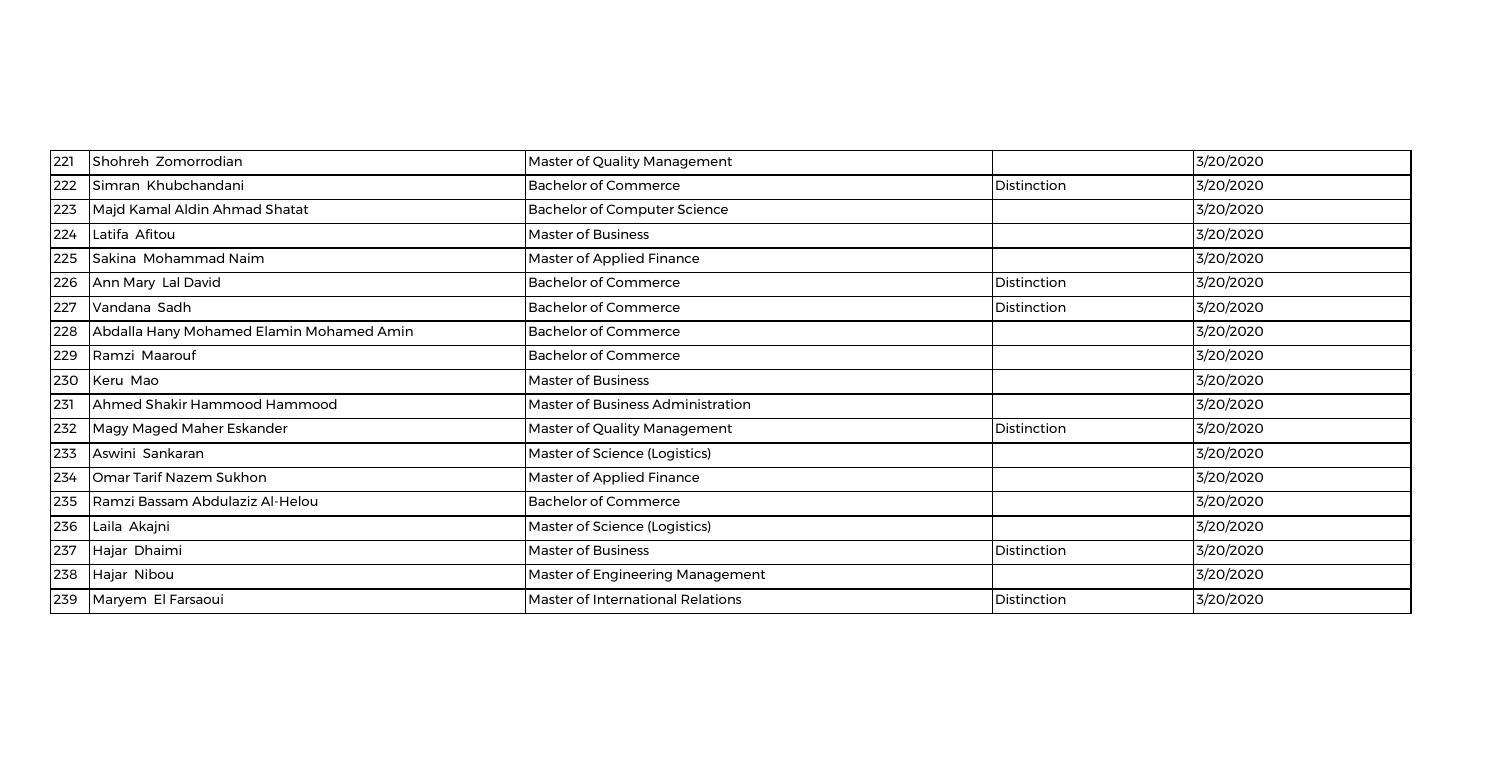| 221 | Shohreh Zomorrodian | Master of Quality Management | | 3/20/2020 |
|---|---|---|---|---|
| 222 | Simran Khubchandani | Bachelor of Commerce | Distinction | 3/20/2020 |
| 223 | Majd Kamal Aldin Ahmad Shatat | Bachelor of Computer Science | | 3/20/2020 |
| 224 | Latifa Afitou | Master of Business | | 3/20/2020 |
| 225 | Sakina Mohammad Naim | Master of Applied Finance | | 3/20/2020 |
| 226 | Ann Mary Lal David | Bachelor of Commerce | Distinction | 3/20/2020 |
| 227 | Vandana Sadh | Bachelor of Commerce | Distinction | 3/20/2020 |
| 228 | Abdalla Hany Mohamed Elamin Mohamed Amin | Bachelor of Commerce | | 3/20/2020 |
| 229 | Ramzi Maarouf | Bachelor of Commerce | | 3/20/2020 |
| 230 | Keru Mao | Master of Business | | 3/20/2020 |
| 231 | Ahmed Shakir Hammood Hammood | Master of Business Administration | | 3/20/2020 |
| 232 | Magy Maged Maher Eskander | Master of Quality Management | Distinction | 3/20/2020 |
| 233 | Aswini Sankaran | Master of Science (Logistics) | | 3/20/2020 |
| 234 | Omar Tarif Nazem Sukhon | Master of Applied Finance | | 3/20/2020 |
| 235 | Ramzi Bassam Abdulaziz Al-Helou | Bachelor of Commerce | | 3/20/2020 |
| 236 | Laila Akajni | Master of Science (Logistics) | | 3/20/2020 |
| 237 | Hajar Dhaimi | Master of Business | Distinction | 3/20/2020 |
| 238 | Hajar Nibou | Master of Engineering Management | | 3/20/2020 |
| 239 | Maryem El Farsaoui | Master of International Relations | Distinction | 3/20/2020 |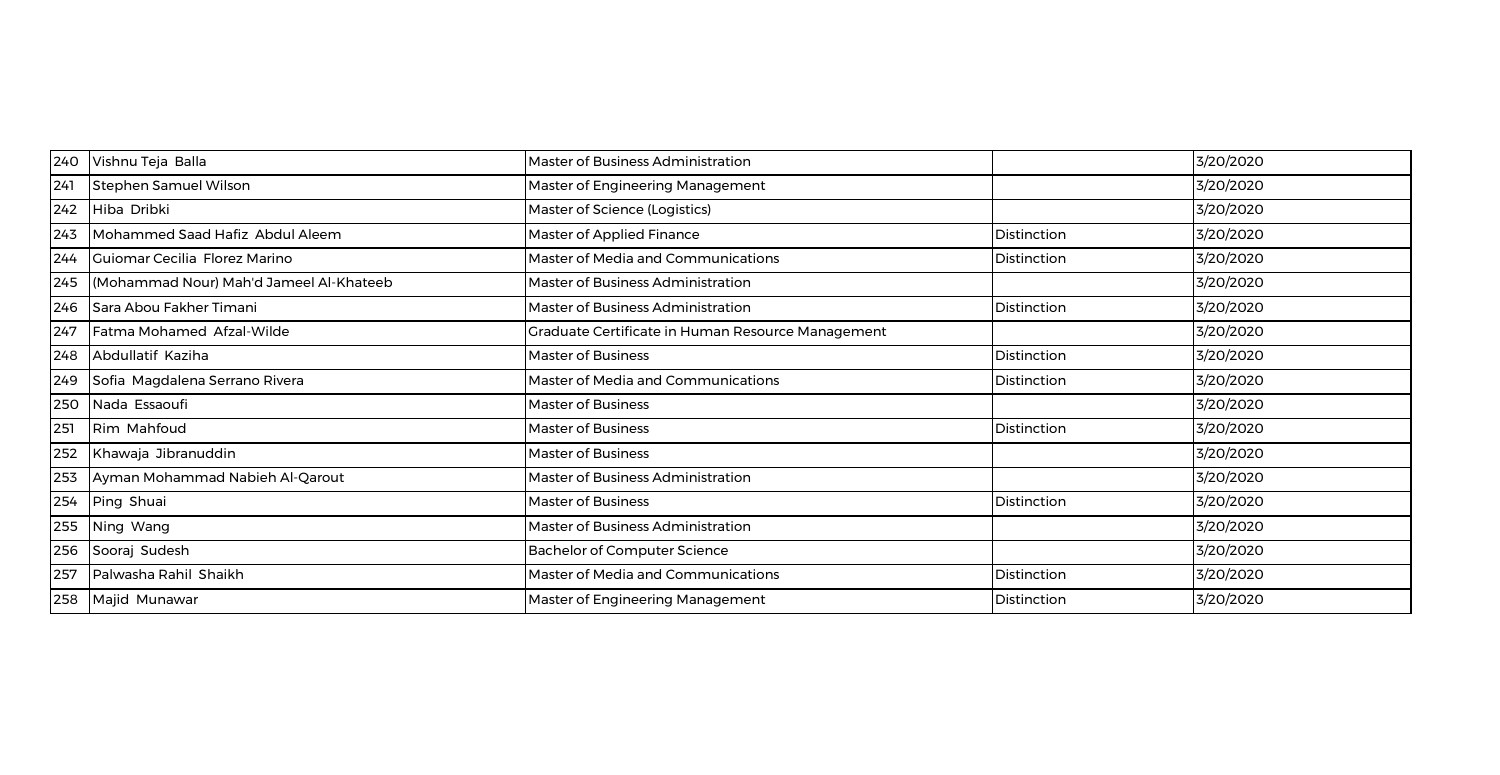| 240 | Vishnu Teja Balla | Master of Business Administration | | 3/20/2020 |
|---|---|---|---|---|
| 241 | Stephen Samuel Wilson | Master of Engineering Management | | 3/20/2020 |
| 242 | Hiba Dribki | Master of Science (Logistics) | | 3/20/2020 |
| 243 | Mohammed Saad Hafiz Abdul Aleem | Master of Applied Finance | Distinction | 3/20/2020 |
| 244 | Guiomar Cecilia Florez Marino | Master of Media and Communications | Distinction | 3/20/2020 |
| 245 | (Mohammad Nour) Mah'd Jameel Al-Khateeb | Master of Business Administration | | 3/20/2020 |
| 246 | Sara Abou Fakher Timani | Master of Business Administration | Distinction | 3/20/2020 |
| 247 | Fatma Mohamed Afzal-Wilde | Graduate Certificate in Human Resource Management | | 3/20/2020 |
| 248 | Abdullatif Kaziha | Master of Business | Distinction | 3/20/2020 |
| 249 | Sofia Magdalena Serrano Rivera | Master of Media and Communications | Distinction | 3/20/2020 |
| 250 | Nada Essaoufi | Master of Business | | 3/20/2020 |
| 251 | Rim Mahfoud | Master of Business | Distinction | 3/20/2020 |
| 252 | Khawaja Jibranuddin | Master of Business | | 3/20/2020 |
| 253 | Ayman Mohammad Nabieh Al-Qarout | Master of Business Administration | | 3/20/2020 |
| 254 | Ping Shuai | Master of Business | Distinction | 3/20/2020 |
| 255 | Ning Wang | Master of Business Administration | | 3/20/2020 |
| 256 | Sooraj Sudesh | Bachelor of Computer Science | | 3/20/2020 |
| 257 | Palwasha Rahil Shaikh | Master of Media and Communications | Distinction | 3/20/2020 |
| 258 | Majid Munawar | Master of Engineering Management | Distinction | 3/20/2020 |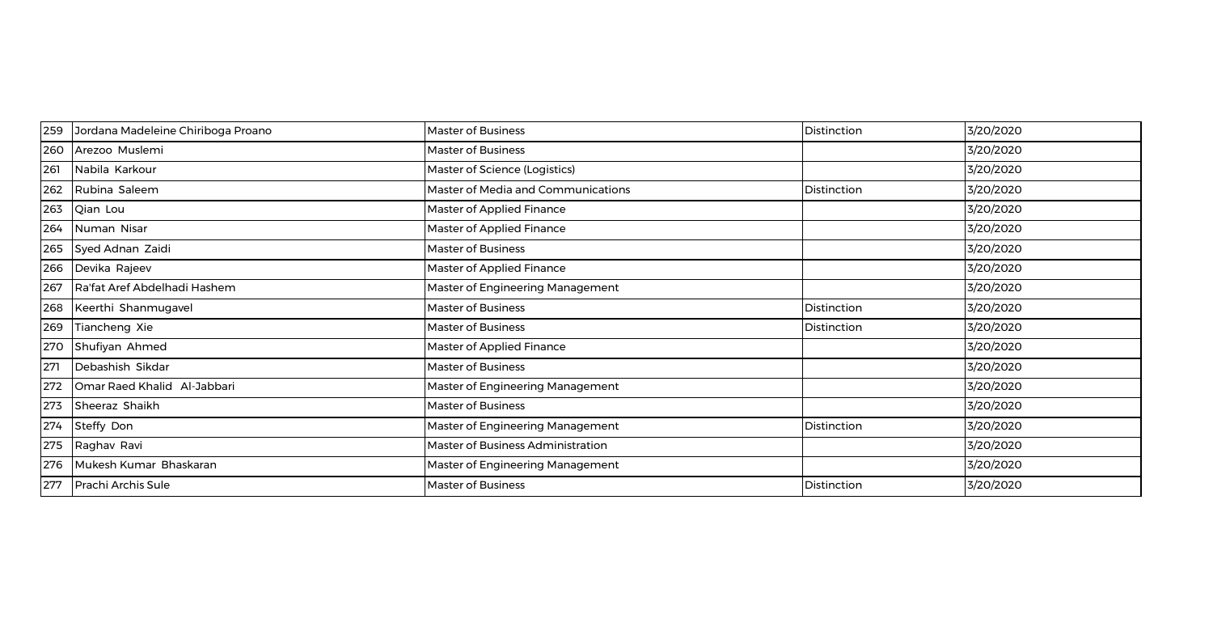| | | | | |
|---|---|---|---|---|
| 259 | Jordana Madeleine Chiriboga Proano | Master of Business | Distinction | 3/20/2020 |
| 260 | Arezoo Muslemi | Master of Business | | 3/20/2020 |
| 261 | Nabila Karkour | Master of Science (Logistics) | | 3/20/2020 |
| 262 | Rubina Saleem | Master of Media and Communications | Distinction | 3/20/2020 |
| 263 | Qian Lou | Master of Applied Finance | | 3/20/2020 |
| 264 | Numan Nisar | Master of Applied Finance | | 3/20/2020 |
| 265 | Syed Adnan Zaidi | Master of Business | | 3/20/2020 |
| 266 | Devika Rajeev | Master of Applied Finance | | 3/20/2020 |
| 267 | Ra'fat Aref Abdelhadi Hashem | Master of Engineering Management | | 3/20/2020 |
| 268 | Keerthi Shanmugavel | Master of Business | Distinction | 3/20/2020 |
| 269 | Tiancheng Xie | Master of Business | Distinction | 3/20/2020 |
| 270 | Shufiyan Ahmed | Master of Applied Finance | | 3/20/2020 |
| 271 | Debashish Sikdar | Master of Business | | 3/20/2020 |
| 272 | Omar Raed Khalid Al-Jabbari | Master of Engineering Management | | 3/20/2020 |
| 273 | Sheeraz Shaikh | Master of Business | | 3/20/2020 |
| 274 | Steffy Don | Master of Engineering Management | Distinction | 3/20/2020 |
| 275 | Raghav Ravi | Master of Business Administration | | 3/20/2020 |
| 276 | Mukesh Kumar Bhaskaran | Master of Engineering Management | | 3/20/2020 |
| 277 | Prachi Archis Sule | Master of Business | Distinction | 3/20/2020 |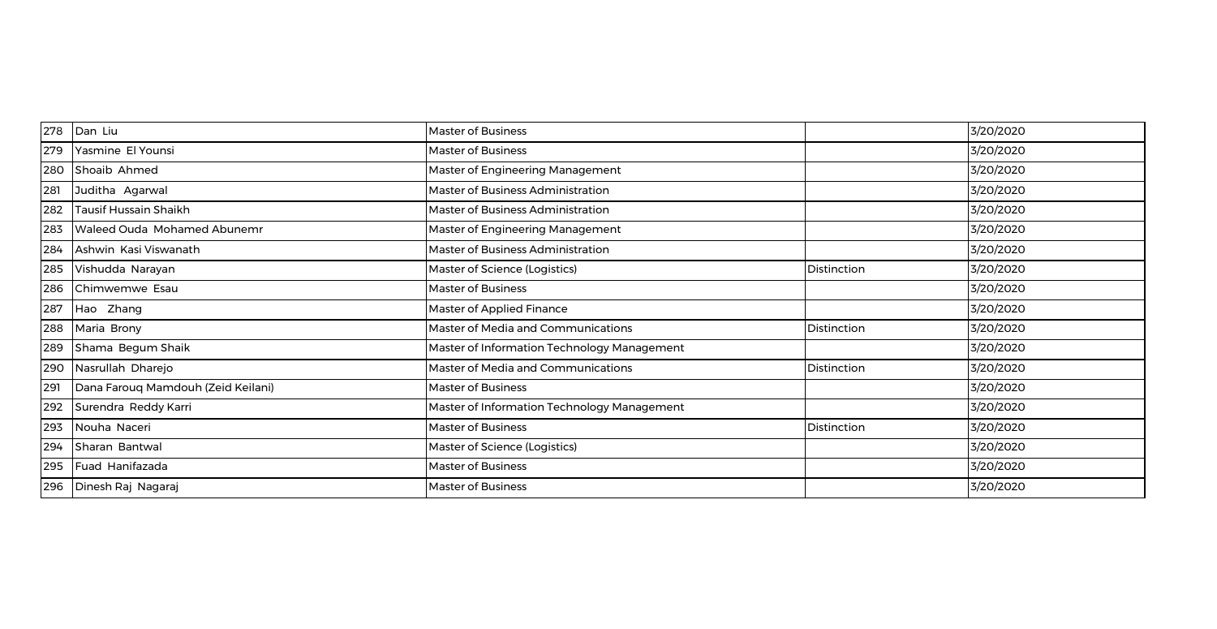| 278 | Dan Liu | Master of Business | | 3/20/2020 |
|---|---|---|---|---|
| 279 | Yasmine El Younsi | Master of Business | | 3/20/2020 |
| 280 | Shoaib Ahmed | Master of Engineering Management | | 3/20/2020 |
| 281 | Juditha Agarwal | Master of Business Administration | | 3/20/2020 |
| 282 | Tausif Hussain Shaikh | Master of Business Administration | | 3/20/2020 |
| 283 | Waleed Ouda Mohamed Abunemr | Master of Engineering Management | | 3/20/2020 |
| 284 | Ashwin Kasi Viswanath | Master of Business Administration | | 3/20/2020 |
| 285 | Vishudda Narayan | Master of Science (Logistics) | Distinction | 3/20/2020 |
| 286 | Chimwemwe Esau | Master of Business | | 3/20/2020 |
| 287 | Hao Zhang | Master of Applied Finance | | 3/20/2020 |
| 288 | Maria Brony | Master of Media and Communications | Distinction | 3/20/2020 |
| 289 | Shama Begum Shaik | Master of Information Technology Management | | 3/20/2020 |
| 290 | Nasrullah Dharejo | Master of Media and Communications | Distinction | 3/20/2020 |
| 291 | Dana Farouq Mamdouh (Zeid Keilani) | Master of Business | | 3/20/2020 |
| 292 | Surendra Reddy Karri | Master of Information Technology Management | | 3/20/2020 |
| 293 | Nouha Naceri | Master of Business | Distinction | 3/20/2020 |
| 294 | Sharan Bantwal | Master of Science (Logistics) | | 3/20/2020 |
| 295 | Fuad Hanifazada | Master of Business | | 3/20/2020 |
| 296 | Dinesh Raj Nagaraj | Master of Business | | 3/20/2020 |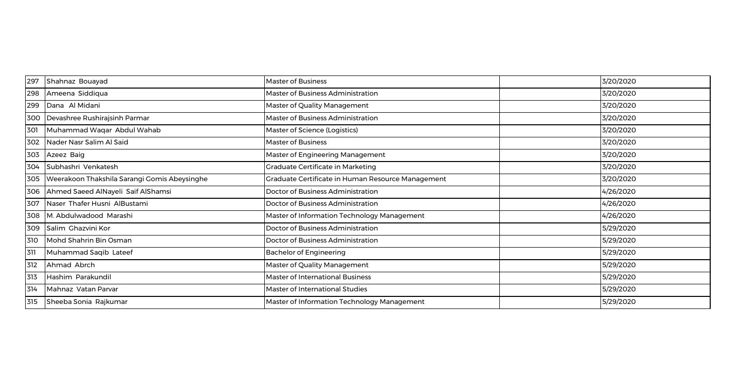| 297 | Shahnaz Bouayad | Master of Business | | 3/20/2020 |
|---|---|---|---|---|
| 298 | Ameena Siddiqua | Master of Business Administration | | 3/20/2020 |
| 299 | Dana Al Midani | Master of Quality Management | | 3/20/2020 |
| 300 | Devashree Rushirajsinh Parmar | Master of Business Administration | | 3/20/2020 |
| 301 | Muhammad Waqar Abdul Wahab | Master of Science (Logistics) | | 3/20/2020 |
| 302 | Nader Nasr Salim Al Said | Master of Business | | 3/20/2020 |
| 303 | Azeez Baig | Master of Engineering Management | | 3/20/2020 |
| 304 | Subhashri Venkatesh | Graduate Certificate in Marketing | | 3/20/2020 |
| 305 | Weerakoon Thakshila Sarangi Gomis Abeysinghe | Graduate Certificate in Human Resource Management | | 3/20/2020 |
| 306 | Ahmed Saeed AlNayeli Saif AlShamsi | Doctor of Business Administration | | 4/26/2020 |
| 307 | Naser Thafer Husni AlBustami | Doctor of Business Administration | | 4/26/2020 |
| 308 | M. Abdulwadood Marashi | Master of Information Technology Management | | 4/26/2020 |
| 309 | Salim Ghazvini Kor | Doctor of Business Administration | | 5/29/2020 |
| 310 | Mohd Shahrin Bin Osman | Doctor of Business Administration | | 5/29/2020 |
| 311 | Muhammad Saqib Lateef | Bachelor of Engineering | | 5/29/2020 |
| 312 | Ahmad Abrch | Master of Quality Management | | 5/29/2020 |
| 313 | Hashim Parakundil | Master of International Business | | 5/29/2020 |
| 314 | Mahnaz Vatan Parvar | Master of International Studies | | 5/29/2020 |
| 315 | Sheeba Sonia Rajkumar | Master of Information Technology Management | | 5/29/2020 |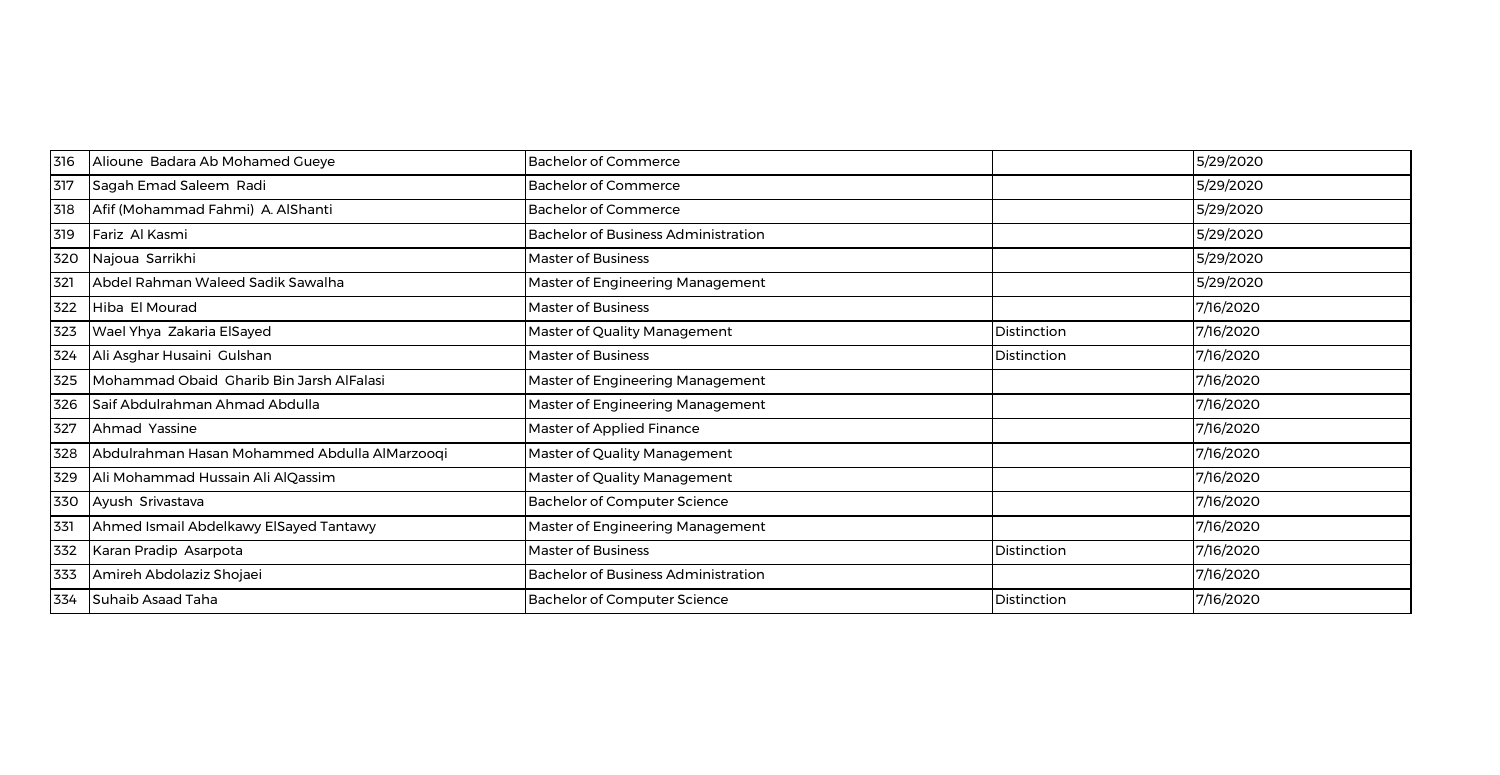| | | | | |
|---|---|---|---|---|
| 316 | Alioune Badara Ab Mohamed Gueye | Bachelor of Commerce | | 5/29/2020 |
| 317 | Sagah Emad Saleem Radi | Bachelor of Commerce | | 5/29/2020 |
| 318 | Afif (Mohammad Fahmi) A. AlShanti | Bachelor of Commerce | | 5/29/2020 |
| 319 | Fariz Al Kasmi | Bachelor of Business Administration | | 5/29/2020 |
| 320 | Najoua Sarrikhi | Master of Business | | 5/29/2020 |
| 321 | Abdel Rahman Waleed Sadik Sawalha | Master of Engineering Management | | 5/29/2020 |
| 322 | Hiba El Mourad | Master of Business | | 7/16/2020 |
| 323 | Wael Yhya Zakaria ElSayed | Master of Quality Management | Distinction | 7/16/2020 |
| 324 | Ali Asghar Husaini Gulshan | Master of Business | Distinction | 7/16/2020 |
| 325 | Mohammad Obaid Gharib Bin Jarsh AlFalasi | Master of Engineering Management | | 7/16/2020 |
| 326 | Saif Abdulrahman Ahmad Abdulla | Master of Engineering Management | | 7/16/2020 |
| 327 | Ahmad Yassine | Master of Applied Finance | | 7/16/2020 |
| 328 | Abdulrahman Hasan Mohammed Abdulla AlMarzooqi | Master of Quality Management | | 7/16/2020 |
| 329 | Ali Mohammad Hussain Ali AlQassim | Master of Quality Management | | 7/16/2020 |
| 330 | Ayush Srivastava | Bachelor of Computer Science | | 7/16/2020 |
| 331 | Ahmed Ismail Abdelkawy ElSayed Tantawy | Master of Engineering Management | | 7/16/2020 |
| 332 | Karan Pradip Asarpota | Master of Business | Distinction | 7/16/2020 |
| 333 | Amireh Abdolaziz Shojaei | Bachelor of Business Administration | | 7/16/2020 |
| 334 | Suhaib Asaad Taha | Bachelor of Computer Science | Distinction | 7/16/2020 |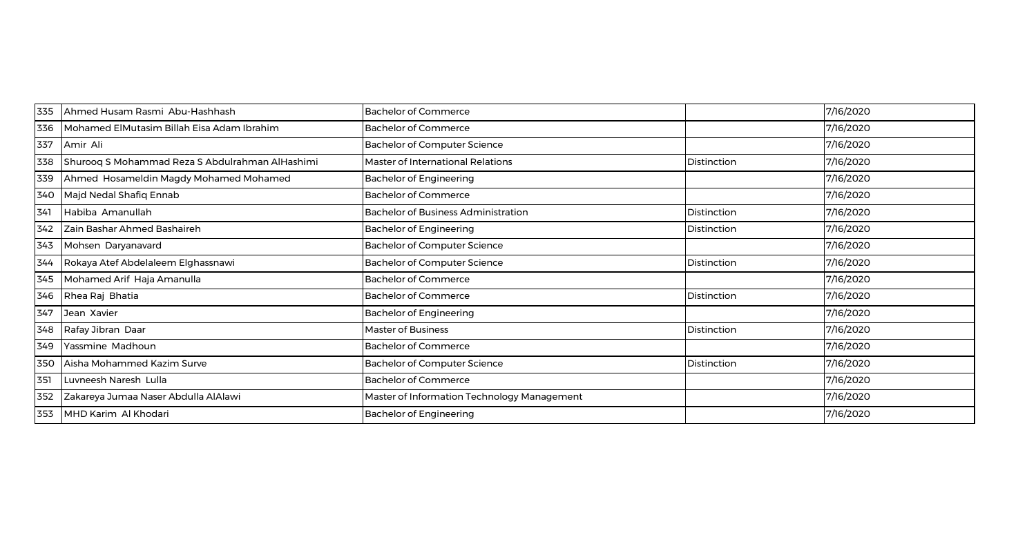| 335 | Ahmed Husam Rasmi Abu-Hashhash | Bachelor of Commerce | | 7/16/2020 |
|---|---|---|---|---|
| 336 | Mohamed ElMutasim Billah Eisa Adam Ibrahim | Bachelor of Commerce | | 7/16/2020 |
| 337 | Amir Ali | Bachelor of Computer Science | | 7/16/2020 |
| 338 | Shurooq S Mohammad Reza S Abdulrahman AlHashimi | Master of International Relations | Distinction | 7/16/2020 |
| 339 | Ahmed Hosameldin Magdy Mohamed Mohamed | Bachelor of Engineering | | 7/16/2020 |
| 340 | Majd Nedal Shafiq Ennab | Bachelor of Commerce | | 7/16/2020 |
| 341 | Habiba Amanullah | Bachelor of Business Administration | Distinction | 7/16/2020 |
| 342 | Zain Bashar Ahmed Bashaireh | Bachelor of Engineering | Distinction | 7/16/2020 |
| 343 | Mohsen Daryanavard | Bachelor of Computer Science | | 7/16/2020 |
| 344 | Rokaya Atef Abdelaleem Elghassnawi | Bachelor of Computer Science | Distinction | 7/16/2020 |
| 345 | Mohamed Arif Haja Amanulla | Bachelor of Commerce | | 7/16/2020 |
| 346 | Rhea Raj Bhatia | Bachelor of Commerce | Distinction | 7/16/2020 |
| 347 | Jean Xavier | Bachelor of Engineering | | 7/16/2020 |
| 348 | Rafay Jibran Daar | Master of Business | Distinction | 7/16/2020 |
| 349 | Yassmine Madhoun | Bachelor of Commerce | | 7/16/2020 |
| 350 | Aisha Mohammed Kazim Surve | Bachelor of Computer Science | Distinction | 7/16/2020 |
| 351 | Luvneesh Naresh Lulla | Bachelor of Commerce | | 7/16/2020 |
| 352 | Zakareya Jumaa Naser Abdulla AlAlawi | Master of Information Technology Management | | 7/16/2020 |
| 353 | MHD Karim Al Khodari | Bachelor of Engineering | | 7/16/2020 |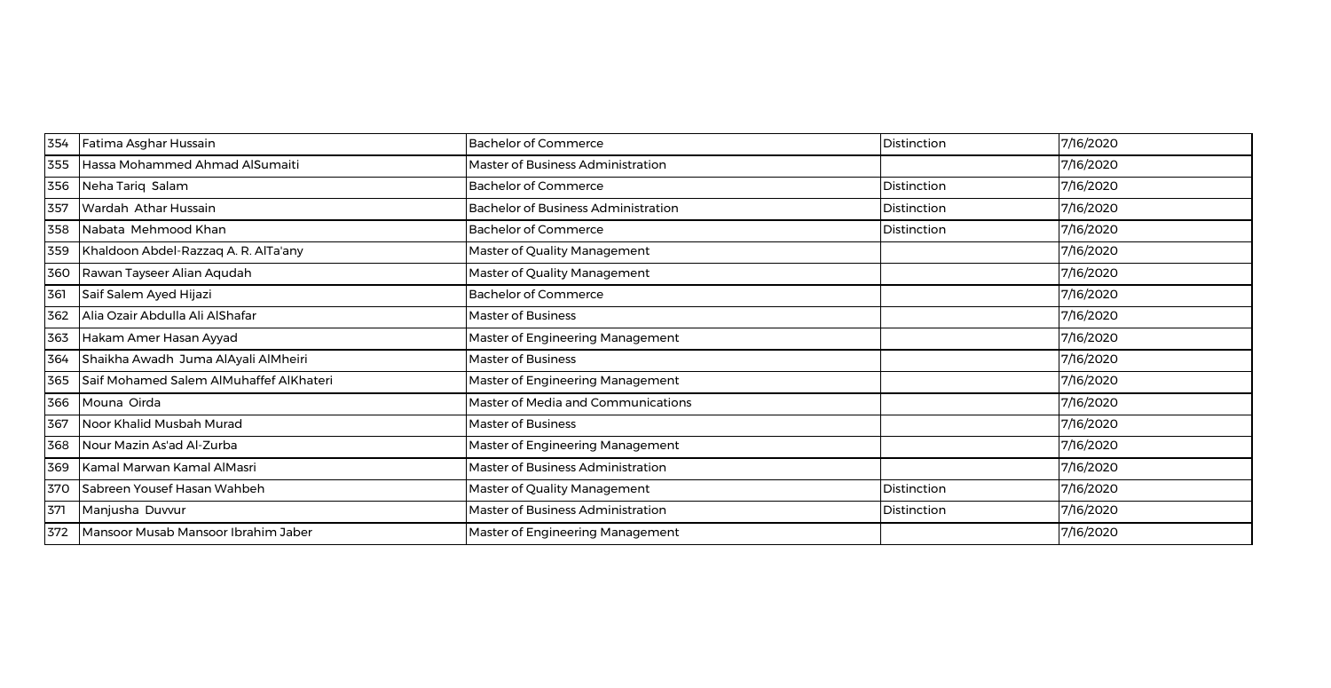| 354 | Fatima Asghar Hussain | Bachelor of Commerce | Distinction | 7/16/2020 |
|---|---|---|---|---|
| 355 | Hassa Mohammed Ahmad AlSumaiti | Master of Business Administration | | 7/16/2020 |
| 356 | Neha Tariq Salam | Bachelor of Commerce | Distinction | 7/16/2020 |
| 357 | Wardah Athar Hussain | Bachelor of Business Administration | Distinction | 7/16/2020 |
| 358 | Nabata Mehmood Khan | Bachelor of Commerce | Distinction | 7/16/2020 |
| 359 | Khaldoon Abdel-Razzaq A. R. AlTa'any | Master of Quality Management | | 7/16/2020 |
| 360 | Rawan Tayseer Alian Aqudah | Master of Quality Management | | 7/16/2020 |
| 361 | Saif Salem Ayed Hijazi | Bachelor of Commerce | | 7/16/2020 |
| 362 | Alia Ozair Abdulla Ali AlShafar | Master of Business | | 7/16/2020 |
| 363 | Hakam Amer Hasan Ayyad | Master of Engineering Management | | 7/16/2020 |
| 364 | Shaikha Awadh Juma AlAyali AlMheiri | Master of Business | | 7/16/2020 |
| 365 | Saif Mohamed Salem AlMuhaffef AlKhateri | Master of Engineering Management | | 7/16/2020 |
| 366 | Mouna Oirda | Master of Media and Communications | | 7/16/2020 |
| 367 | Noor Khalid Musbah Murad | Master of Business | | 7/16/2020 |
| 368 | Nour Mazin As'ad Al-Zurba | Master of Engineering Management | | 7/16/2020 |
| 369 | Kamal Marwan Kamal AlMasri | Master of Business Administration | | 7/16/2020 |
| 370 | Sabreen Yousef Hasan Wahbeh | Master of Quality Management | Distinction | 7/16/2020 |
| 371 | Manjusha Duvvur | Master of Business Administration | Distinction | 7/16/2020 |
| 372 | Mansoor Musab Mansoor Ibrahim Jaber | Master of Engineering Management | | 7/16/2020 |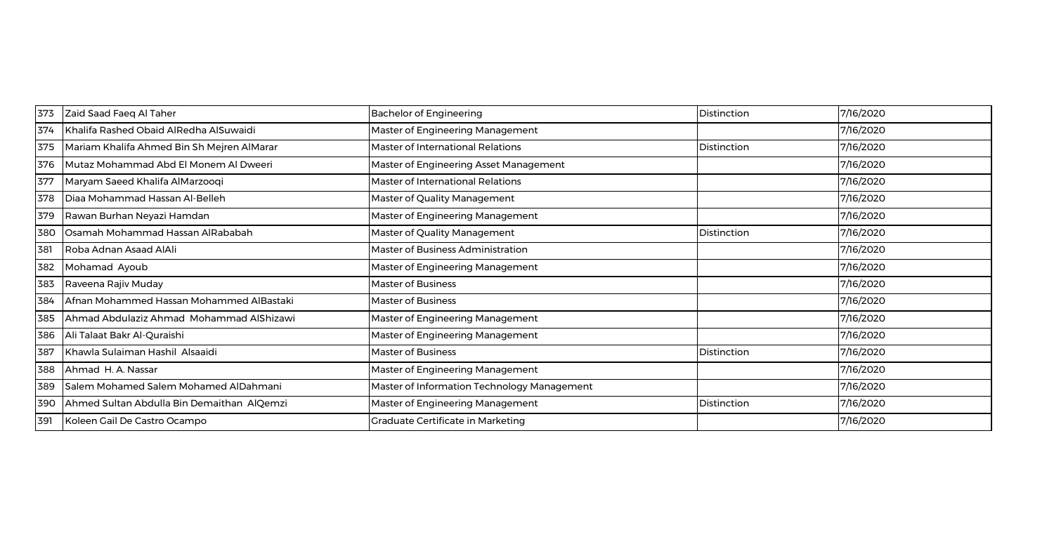| 373 | Zaid Saad Faeq Al Taher | Bachelor of Engineering | Distinction | 7/16/2020 |
|---|---|---|---|---|
| 374 | Khalifa Rashed Obaid AlRedha AlSuwaidi | Master of Engineering Management | | 7/16/2020 |
| 375 | Mariam Khalifa Ahmed Bin Sh Mejren AlMarar | Master of International Relations | Distinction | 7/16/2020 |
| 376 | Mutaz Mohammad Abd El Monem Al Dweeri | Master of Engineering Asset Management | | 7/16/2020 |
| 377 | Maryam Saeed Khalifa AlMarzooqi | Master of International Relations | | 7/16/2020 |
| 378 | Diaa Mohammad Hassan Al-Belleh | Master of Quality Management | | 7/16/2020 |
| 379 | Rawan Burhan Neyazi Hamdan | Master of Engineering Management | | 7/16/2020 |
| 380 | Osamah Mohammad Hassan AlRababah | Master of Quality Management | Distinction | 7/16/2020 |
| 381 | Roba Adnan Asaad AlAli | Master of Business Administration | | 7/16/2020 |
| 382 | Mohamad Ayoub | Master of Engineering Management | | 7/16/2020 |
| 383 | Raveena Rajiv Muday | Master of Business | | 7/16/2020 |
| 384 | Afnan Mohammed Hassan Mohammed AlBastaki | Master of Business | | 7/16/2020 |
| 385 | Ahmad Abdulaziz Ahmad Mohammad AlShizawi | Master of Engineering Management | | 7/16/2020 |
| 386 | Ali Talaat Bakr Al-Quraishi | Master of Engineering Management | | 7/16/2020 |
| 387 | Khawla Sulaiman Hashil Alsaaidi | Master of Business | Distinction | 7/16/2020 |
| 388 | Ahmad H. A. Nassar | Master of Engineering Management | | 7/16/2020 |
| 389 | Salem Mohamed Salem Mohamed AlDahmani | Master of Information Technology Management | | 7/16/2020 |
| 390 | Ahmed Sultan Abdulla Bin Demaithan AlQemzi | Master of Engineering Management | Distinction | 7/16/2020 |
| 391 | Koleen Gail De Castro Ocampo | Graduate Certificate in Marketing | | 7/16/2020 |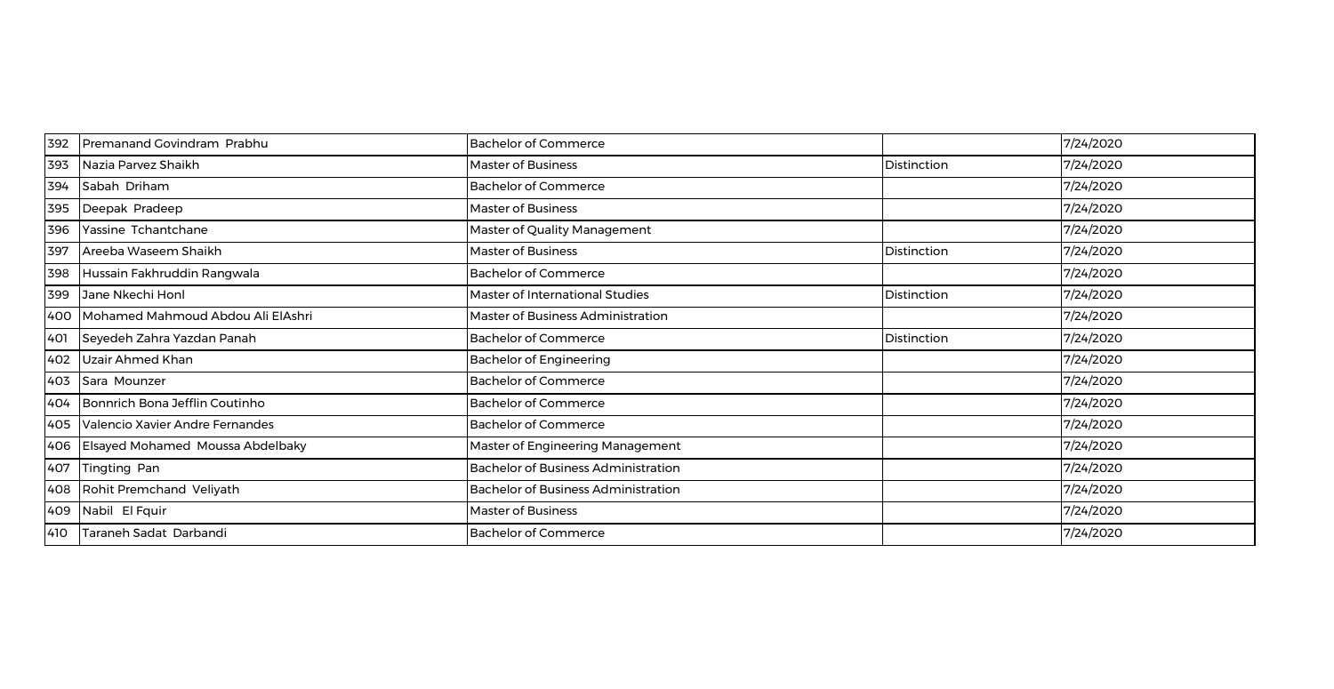| 392 | Premanand Govindram Prabhu | Bachelor of Commerce | | 7/24/2020 |
|---|---|---|---|---|
| 393 | Nazia Parvez Shaikh | Master of Business | Distinction | 7/24/2020 |
| 394 | Sabah Driham | Bachelor of Commerce | | 7/24/2020 |
| 395 | Deepak Pradeep | Master of Business | | 7/24/2020 |
| 396 | Yassine Tchantchane | Master of Quality Management | | 7/24/2020 |
| 397 | Areeba Waseem Shaikh | Master of Business | Distinction | 7/24/2020 |
| 398 | Hussain Fakhruddin Rangwala | Bachelor of Commerce | | 7/24/2020 |
| 399 | Jane Nkechi Honl | Master of International Studies | Distinction | 7/24/2020 |
| 400 | Mohamed Mahmoud Abdou Ali ElAshri | Master of Business Administration | | 7/24/2020 |
| 401 | Seyedeh Zahra Yazdan Panah | Bachelor of Commerce | Distinction | 7/24/2020 |
| 402 | Uzair Ahmed Khan | Bachelor of Engineering | | 7/24/2020 |
| 403 | Sara Mounzer | Bachelor of Commerce | | 7/24/2020 |
| 404 | Bonnrich Bona Jefflin Coutinho | Bachelor of Commerce | | 7/24/2020 |
| 405 | Valencio Xavier Andre Fernandes | Bachelor of Commerce | | 7/24/2020 |
| 406 | Elsayed Mohamed Moussa Abdelbaky | Master of Engineering Management | | 7/24/2020 |
| 407 | Tingting Pan | Bachelor of Business Administration | | 7/24/2020 |
| 408 | Rohit Premchand Veliyath | Bachelor of Business Administration | | 7/24/2020 |
| 409 | Nabil El Fquir | Master of Business | | 7/24/2020 |
| 410 | Taraneh Sadat Darbandi | Bachelor of Commerce | | 7/24/2020 |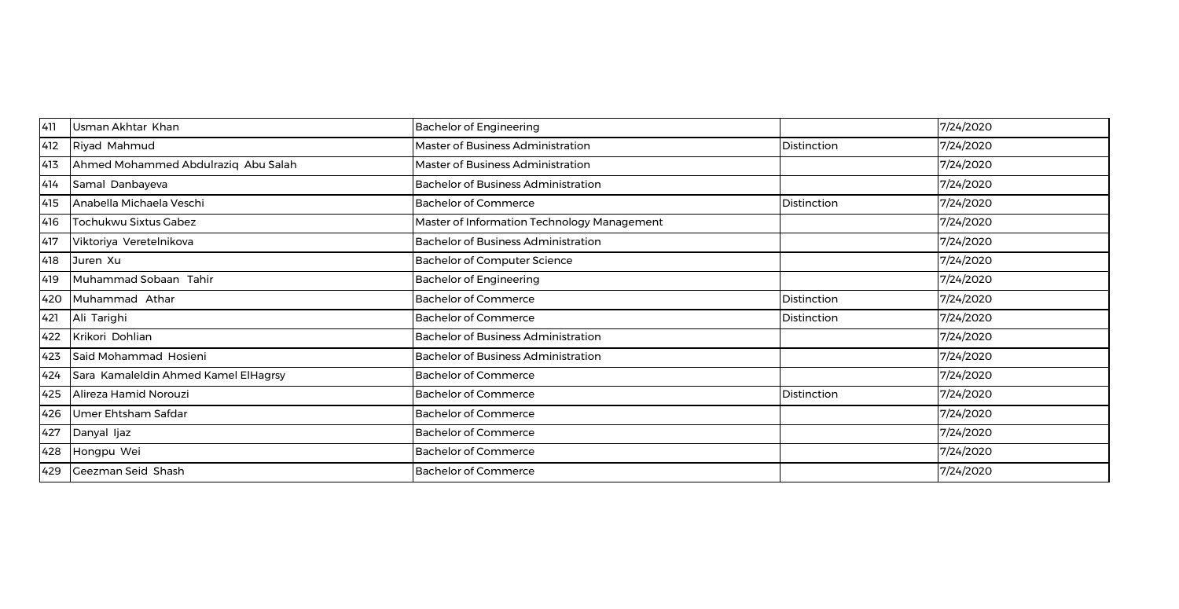| | | | | |
|---|---|---|---|---|
| 411 | Usman Akhtar Khan | Bachelor of Engineering | | 7/24/2020 |
| 412 | Riyad Mahmud | Master of Business Administration | Distinction | 7/24/2020 |
| 413 | Ahmed Mohammed Abdulraziq Abu Salah | Master of Business Administration | | 7/24/2020 |
| 414 | Samal Danbayeva | Bachelor of Business Administration | | 7/24/2020 |
| 415 | Anabella Michaela Veschi | Bachelor of Commerce | Distinction | 7/24/2020 |
| 416 | Tochukwu Sixtus Gabez | Master of Information Technology Management | | 7/24/2020 |
| 417 | Viktoriya Veretelnikova | Bachelor of Business Administration | | 7/24/2020 |
| 418 | Juren Xu | Bachelor of Computer Science | | 7/24/2020 |
| 419 | Muhammad Sobaan Tahir | Bachelor of Engineering | | 7/24/2020 |
| 420 | Muhammad Athar | Bachelor of Commerce | Distinction | 7/24/2020 |
| 421 | Ali Tarighi | Bachelor of Commerce | Distinction | 7/24/2020 |
| 422 | Krikori Dohlian | Bachelor of Business Administration | | 7/24/2020 |
| 423 | Said Mohammad Hosieni | Bachelor of Business Administration | | 7/24/2020 |
| 424 | Sara Kamaleldin Ahmed Kamel ElHagrsy | Bachelor of Commerce | | 7/24/2020 |
| 425 | Alireza Hamid Norouzi | Bachelor of Commerce | Distinction | 7/24/2020 |
| 426 | Umer Ehtsham Safdar | Bachelor of Commerce | | 7/24/2020 |
| 427 | Danyal Ijaz | Bachelor of Commerce | | 7/24/2020 |
| 428 | Hongpu Wei | Bachelor of Commerce | | 7/24/2020 |
| 429 | Geezman Seid Shash | Bachelor of Commerce | | 7/24/2020 |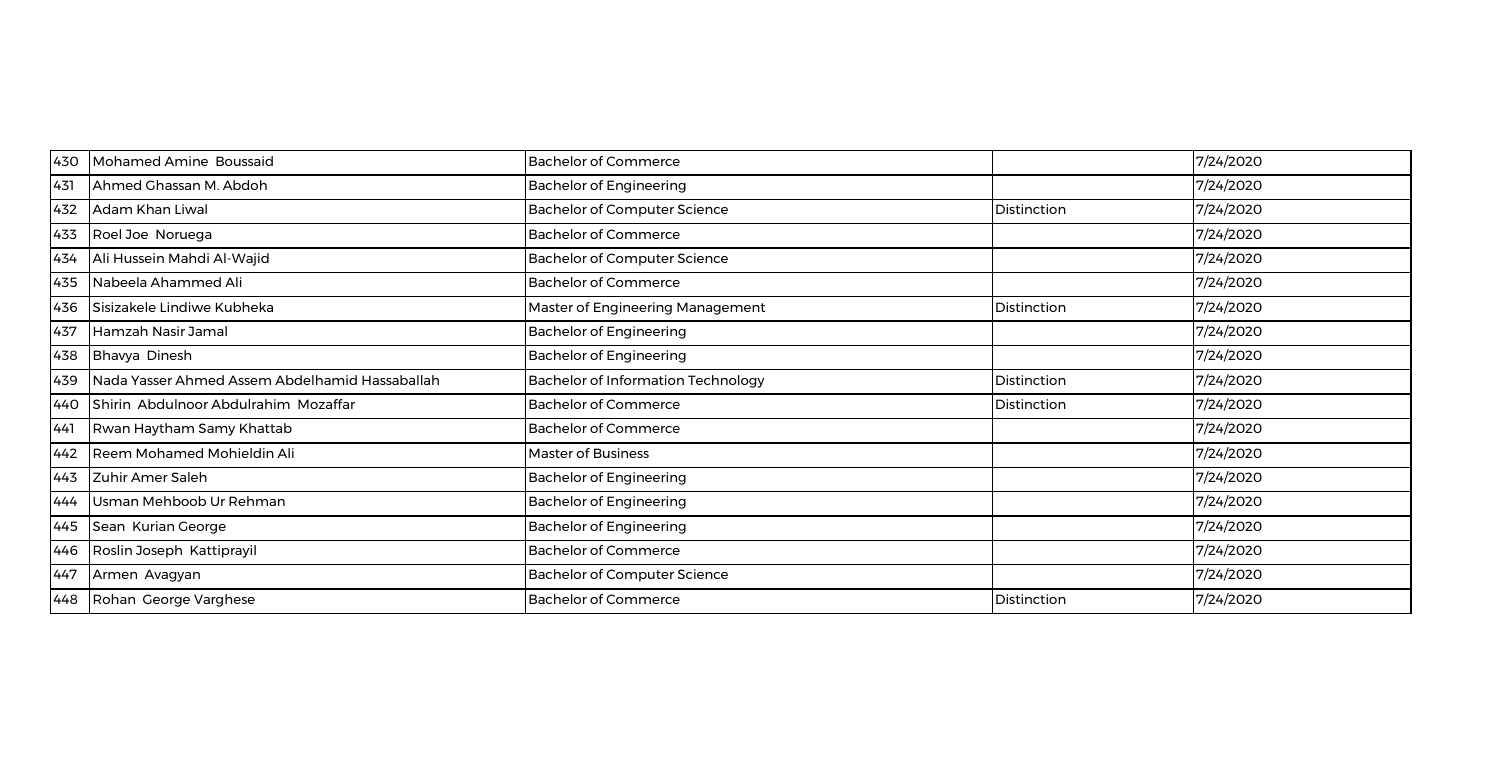| 430 | Mohamed Amine Boussaid | Bachelor of Commerce | | 7/24/2020 |
|---|---|---|---|---|
| 431 | Ahmed Ghassan M. Abdoh | Bachelor of Engineering | | 7/24/2020 |
| 432 | Adam Khan Liwal | Bachelor of Computer Science | Distinction | 7/24/2020 |
| 433 | Roel Joe Noruega | Bachelor of Commerce | | 7/24/2020 |
| 434 | Ali Hussein Mahdi Al-Wajid | Bachelor of Computer Science | | 7/24/2020 |
| 435 | Nabeela Ahammed Ali | Bachelor of Commerce | | 7/24/2020 |
| 436 | Sisizakele Lindiwe Kubheka | Master of Engineering Management | Distinction | 7/24/2020 |
| 437 | Hamzah Nasir Jamal | Bachelor of Engineering | | 7/24/2020 |
| 438 | Bhavya Dinesh | Bachelor of Engineering | | 7/24/2020 |
| 439 | Nada Yasser Ahmed Assem Abdelhamid Hassaballah | Bachelor of Information Technology | Distinction | 7/24/2020 |
| 440 | Shirin Abdulnoor Abdulrahim Mozaffar | Bachelor of Commerce | Distinction | 7/24/2020 |
| 441 | Rwan Haytham Samy Khattab | Bachelor of Commerce | | 7/24/2020 |
| 442 | Reem Mohamed Mohieldin Ali | Master of Business | | 7/24/2020 |
| 443 | Zuhir Amer Saleh | Bachelor of Engineering | | 7/24/2020 |
| 444 | Usman Mehboob Ur Rehman | Bachelor of Engineering | | 7/24/2020 |
| 445 | Sean Kurian George | Bachelor of Engineering | | 7/24/2020 |
| 446 | Roslin Joseph Kattiprayil | Bachelor of Commerce | | 7/24/2020 |
| 447 | Armen Avagyan | Bachelor of Computer Science | | 7/24/2020 |
| 448 | Rohan George Varghese | Bachelor of Commerce | Distinction | 7/24/2020 |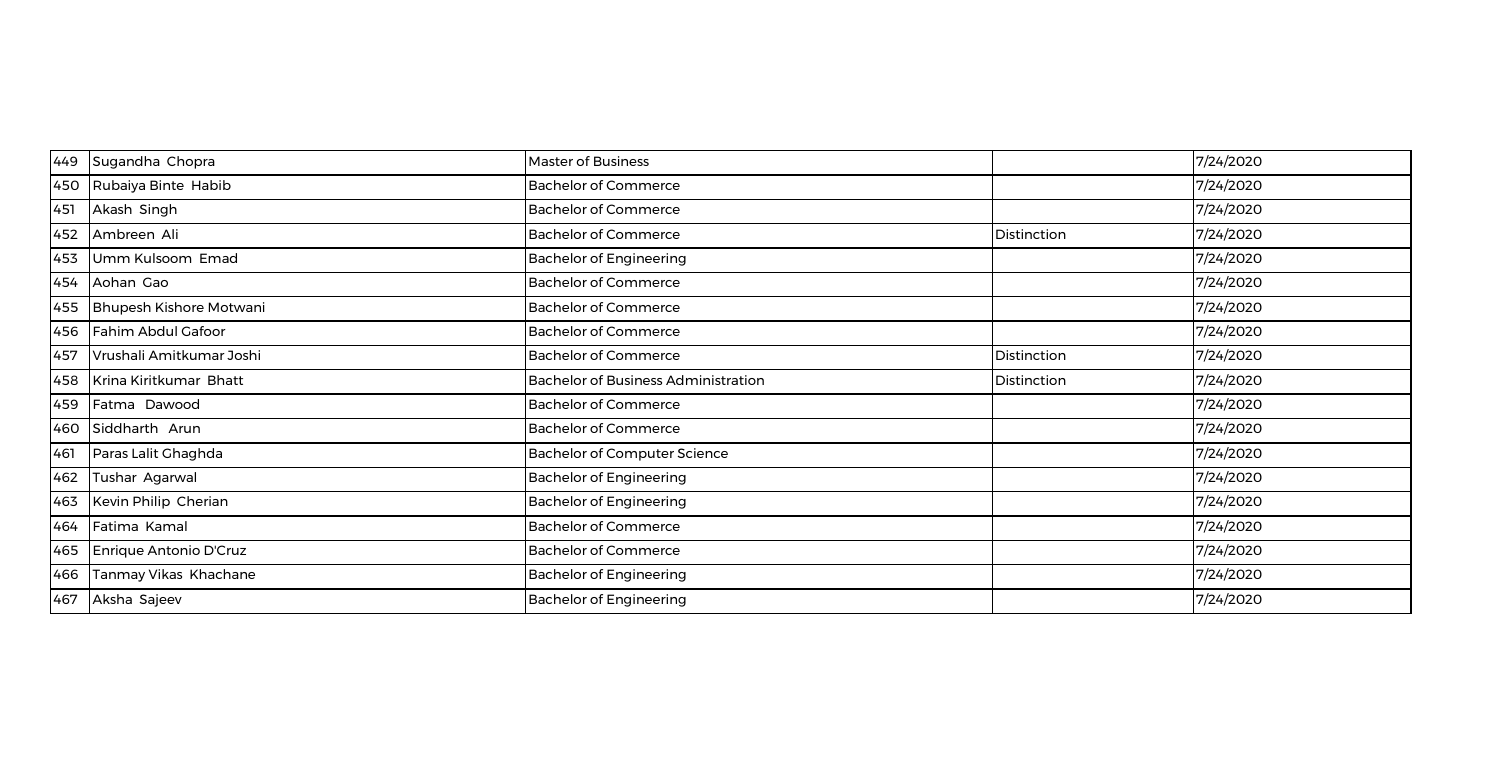| | | | | |
|---|---|---|---|---|
| 449 | Sugandha Chopra | Master of Business | | 7/24/2020 |
| 450 | Rubaiya Binte Habib | Bachelor of Commerce | | 7/24/2020 |
| 451 | Akash Singh | Bachelor of Commerce | | 7/24/2020 |
| 452 | Ambreen Ali | Bachelor of Commerce | Distinction | 7/24/2020 |
| 453 | Umm Kulsoom Emad | Bachelor of Engineering | | 7/24/2020 |
| 454 | Aohan Gao | Bachelor of Commerce | | 7/24/2020 |
| 455 | Bhupesh Kishore Motwani | Bachelor of Commerce | | 7/24/2020 |
| 456 | Fahim Abdul Gafoor | Bachelor of Commerce | | 7/24/2020 |
| 457 | Vrushali Amitkumar Joshi | Bachelor of Commerce | Distinction | 7/24/2020 |
| 458 | Krina Kiritkumar Bhatt | Bachelor of Business Administration | Distinction | 7/24/2020 |
| 459 | Fatma Dawood | Bachelor of Commerce | | 7/24/2020 |
| 460 | Siddharth Arun | Bachelor of Commerce | | 7/24/2020 |
| 461 | Paras Lalit Ghaghda | Bachelor of Computer Science | | 7/24/2020 |
| 462 | Tushar Agarwal | Bachelor of Engineering | | 7/24/2020 |
| 463 | Kevin Philip Cherian | Bachelor of Engineering | | 7/24/2020 |
| 464 | Fatima Kamal | Bachelor of Commerce | | 7/24/2020 |
| 465 | Enrique Antonio D'Cruz | Bachelor of Commerce | | 7/24/2020 |
| 466 | Tanmay Vikas Khachane | Bachelor of Engineering | | 7/24/2020 |
| 467 | Aksha Sajeev | Bachelor of Engineering | | 7/24/2020 |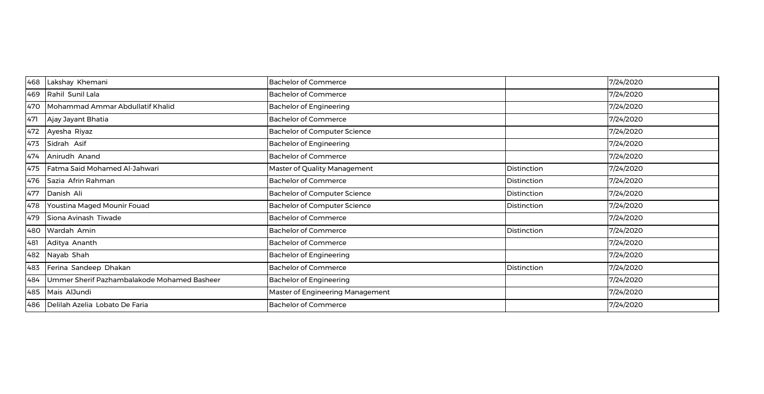| 468 | Lakshay Khemani | Bachelor of Commerce | | 7/24/2020 |
|---|---|---|---|---|
| 469 | Rahil Sunil Lala | Bachelor of Commerce | | 7/24/2020 |
| 470 | Mohammad Ammar Abdullatif Khalid | Bachelor of Engineering | | 7/24/2020 |
| 471 | Ajay Jayant Bhatia | Bachelor of Commerce | | 7/24/2020 |
| 472 | Ayesha Riyaz | Bachelor of Computer Science | | 7/24/2020 |
| 473 | Sidrah Asif | Bachelor of Engineering | | 7/24/2020 |
| 474 | Anirudh Anand | Bachelor of Commerce | | 7/24/2020 |
| 475 | Fatma Said Mohamed Al-Jahwari | Master of Quality Management | Distinction | 7/24/2020 |
| 476 | Sazia Afrin Rahman | Bachelor of Commerce | Distinction | 7/24/2020 |
| 477 | Danish Ali | Bachelor of Computer Science | Distinction | 7/24/2020 |
| 478 | Youstina Maged Mounir Fouad | Bachelor of Computer Science | Distinction | 7/24/2020 |
| 479 | Siona Avinash Tiwade | Bachelor of Commerce | | 7/24/2020 |
| 480 | Wardah Amin | Bachelor of Commerce | Distinction | 7/24/2020 |
| 481 | Aditya Ananth | Bachelor of Commerce | | 7/24/2020 |
| 482 | Nayab Shah | Bachelor of Engineering | | 7/24/2020 |
| 483 | Ferina Sandeep Dhakan | Bachelor of Commerce | Distinction | 7/24/2020 |
| 484 | Ummer Sherif Pazhambalakode Mohamed Basheer | Bachelor of Engineering | | 7/24/2020 |
| 485 | Mais AlJundi | Master of Engineering Management | | 7/24/2020 |
| 486 | Delilah Azelia Lobato De Faria | Bachelor of Commerce | | 7/24/2020 |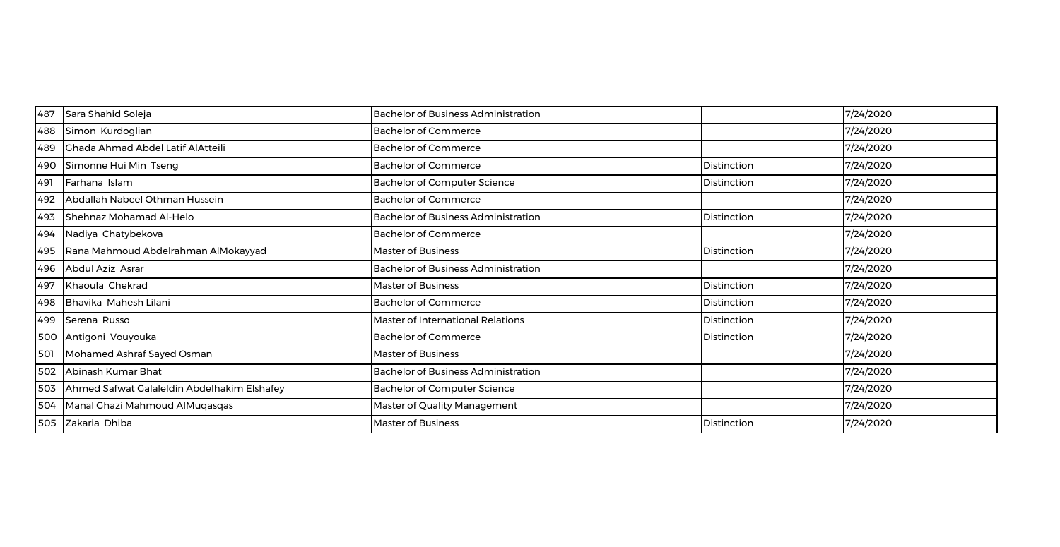| | | | | |
|---|---|---|---|---|
| 487 | Sara Shahid Soleja | Bachelor of Business Administration | | 7/24/2020 |
| 488 | Simon Kurdoglian | Bachelor of Commerce | | 7/24/2020 |
| 489 | Ghada Ahmad Abdel Latif AlAtteili | Bachelor of Commerce | | 7/24/2020 |
| 490 | Simonne Hui Min Tseng | Bachelor of Commerce | Distinction | 7/24/2020 |
| 491 | Farhana Islam | Bachelor of Computer Science | Distinction | 7/24/2020 |
| 492 | Abdallah Nabeel Othman Hussein | Bachelor of Commerce | | 7/24/2020 |
| 493 | Shehnaz Mohamad Al-Helo | Bachelor of Business Administration | Distinction | 7/24/2020 |
| 494 | Nadiya Chatybekova | Bachelor of Commerce | | 7/24/2020 |
| 495 | Rana Mahmoud Abdelrahman AlMokayyad | Master of Business | Distinction | 7/24/2020 |
| 496 | Abdul Aziz Asrar | Bachelor of Business Administration | | 7/24/2020 |
| 497 | Khaoula Chekrad | Master of Business | Distinction | 7/24/2020 |
| 498 | Bhavika Mahesh Lilani | Bachelor of Commerce | Distinction | 7/24/2020 |
| 499 | Serena Russo | Master of International Relations | Distinction | 7/24/2020 |
| 500 | Antigoni Vouyouka | Bachelor of Commerce | Distinction | 7/24/2020 |
| 501 | Mohamed Ashraf Sayed Osman | Master of Business | | 7/24/2020 |
| 502 | Abinash Kumar Bhat | Bachelor of Business Administration | | 7/24/2020 |
| 503 | Ahmed Safwat Galaleldin Abdelhakim Elshafey | Bachelor of Computer Science | | 7/24/2020 |
| 504 | Manal Ghazi Mahmoud AlMuqasqas | Master of Quality Management | | 7/24/2020 |
| 505 | Zakaria Dhiba | Master of Business | Distinction | 7/24/2020 |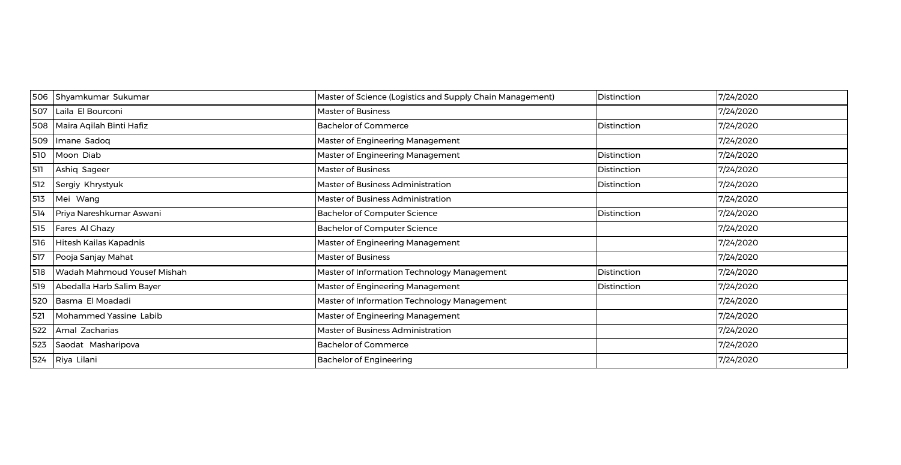| | | | | |
|---|---|---|---|---|
| 506 | Shyamkumar Sukumar | Master of Science (Logistics and Supply Chain Management) | Distinction | 7/24/2020 |
| 507 | Laila El Bourconi | Master of Business | | 7/24/2020 |
| 508 | Maira Aqilah Binti Hafiz | Bachelor of Commerce | Distinction | 7/24/2020 |
| 509 | Imane Sadoq | Master of Engineering Management | | 7/24/2020 |
| 510 | Moon Diab | Master of Engineering Management | Distinction | 7/24/2020 |
| 511 | Ashiq Sageer | Master of Business | Distinction | 7/24/2020 |
| 512 | Sergiy Khrystyuk | Master of Business Administration | Distinction | 7/24/2020 |
| 513 | Mei Wang | Master of Business Administration | | 7/24/2020 |
| 514 | Priya Nareshkumar Aswani | Bachelor of Computer Science | Distinction | 7/24/2020 |
| 515 | Fares Al Ghazy | Bachelor of Computer Science | | 7/24/2020 |
| 516 | Hitesh Kailas Kapadnis | Master of Engineering Management | | 7/24/2020 |
| 517 | Pooja Sanjay Mahat | Master of Business | | 7/24/2020 |
| 518 | Wadah Mahmoud Yousef Mishah | Master of Information Technology Management | Distinction | 7/24/2020 |
| 519 | Abedalla Harb Salim Bayer | Master of Engineering Management | Distinction | 7/24/2020 |
| 520 | Basma El Moadadi | Master of Information Technology Management | | 7/24/2020 |
| 521 | Mohammed Yassine Labib | Master of Engineering Management | | 7/24/2020 |
| 522 | Amal Zacharias | Master of Business Administration | | 7/24/2020 |
| 523 | Saodat Masharipova | Bachelor of Commerce | | 7/24/2020 |
| 524 | Riya Lilani | Bachelor of Engineering | | 7/24/2020 |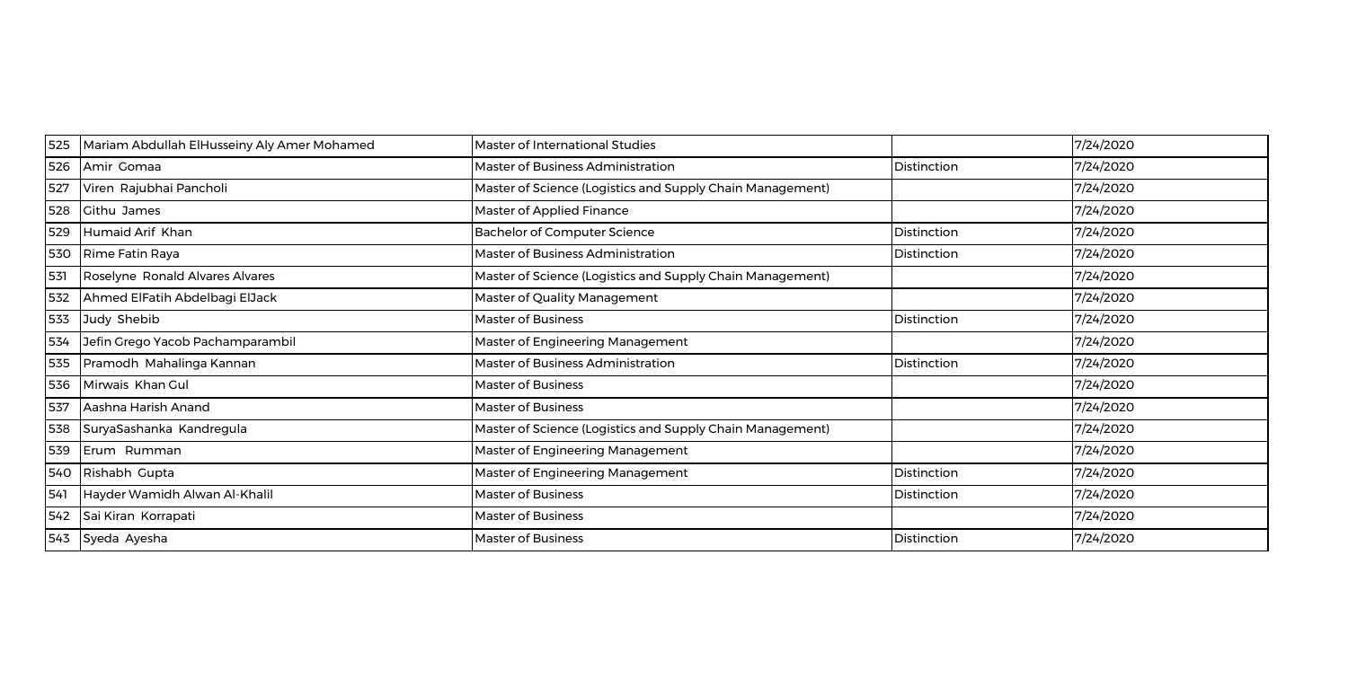| 525 | Mariam Abdullah ElHusseiny Aly Amer Mohamed | Master of International Studies | | 7/24/2020 |
|---|---|---|---|---|
| 526 | Amir Gomaa | Master of Business Administration | Distinction | 7/24/2020 |
| 527 | Viren Rajubhai Pancholi | Master of Science (Logistics and Supply Chain Management) | | 7/24/2020 |
| 528 | Githu James | Master of Applied Finance | | 7/24/2020 |
| 529 | Humaid Arif Khan | Bachelor of Computer Science | Distinction | 7/24/2020 |
| 530 | Rime Fatin Raya | Master of Business Administration | Distinction | 7/24/2020 |
| 531 | Roselyne Ronald Alvares Alvares | Master of Science (Logistics and Supply Chain Management) | | 7/24/2020 |
| 532 | Ahmed ElFatih Abdelbagi ElJack | Master of Quality Management | | 7/24/2020 |
| 533 | Judy Shebib | Master of Business | Distinction | 7/24/2020 |
| 534 | Jefin Grego Yacob Pachamparambil | Master of Engineering Management | | 7/24/2020 |
| 535 | Pramodh Mahalinga Kannan | Master of Business Administration | Distinction | 7/24/2020 |
| 536 | Mirwais Khan Gul | Master of Business | | 7/24/2020 |
| 537 | Aashna Harish Anand | Master of Business | | 7/24/2020 |
| 538 | SuryaSashanka Kandregula | Master of Science (Logistics and Supply Chain Management) | | 7/24/2020 |
| 539 | Erum Rumman | Master of Engineering Management | | 7/24/2020 |
| 540 | Rishabh Gupta | Master of Engineering Management | Distinction | 7/24/2020 |
| 541 | Hayder Wamidh Alwan Al-Khalil | Master of Business | Distinction | 7/24/2020 |
| 542 | Sai Kiran Korrapati | Master of Business | | 7/24/2020 |
| 543 | Syeda Ayesha | Master of Business | Distinction | 7/24/2020 |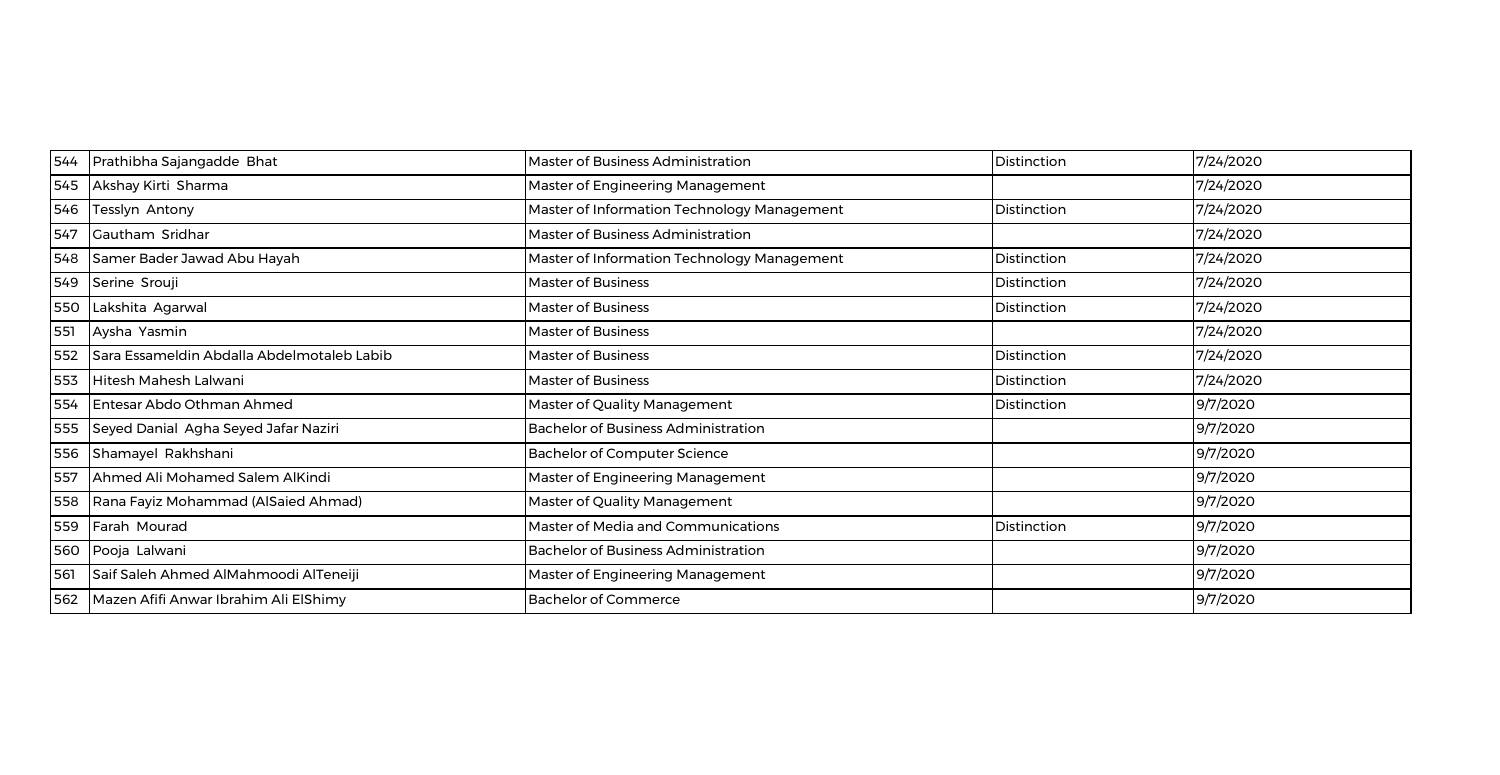| | | | | |
|---|---|---|---|---|
| 544 | Prathibha Sajangadde  Bhat | Master of Business Administration | Distinction | 7/24/2020 |
| 545 | Akshay Kirti  Sharma | Master of Engineering Management | | 7/24/2020 |
| 546 | Tesslyn  Antony | Master of Information Technology Management | Distinction | 7/24/2020 |
| 547 | Gautham  Sridhar | Master of Business Administration | | 7/24/2020 |
| 548 | Samer Bader Jawad Abu Hayah | Master of Information Technology Management | Distinction | 7/24/2020 |
| 549 | Serine  Srouji | Master of Business | Distinction | 7/24/2020 |
| 550 | Lakshita  Agarwal | Master of Business | Distinction | 7/24/2020 |
| 551 | Aysha  Yasmin | Master of Business | | 7/24/2020 |
| 552 | Sara Essameldin Abdalla Abdelmotaleb Labib | Master of Business | Distinction | 7/24/2020 |
| 553 | Hitesh Mahesh Lalwani | Master of Business | Distinction | 7/24/2020 |
| 554 | Entesar Abdo Othman Ahmed | Master of Quality Management | Distinction | 9/7/2020 |
| 555 | Seyed Danial  Agha Seyed Jafar Naziri | Bachelor of Business Administration | | 9/7/2020 |
| 556 | Shamayel  Rakhshani | Bachelor of Computer Science | | 9/7/2020 |
| 557 | Ahmed Ali Mohamed Salem AlKindi | Master of Engineering Management | | 9/7/2020 |
| 558 | Rana Fayiz Mohammad (AlSaied Ahmad) | Master of Quality Management | | 9/7/2020 |
| 559 | Farah  Mourad | Master of Media and Communications | Distinction | 9/7/2020 |
| 560 | Pooja  Lalwani | Bachelor of Business Administration | | 9/7/2020 |
| 561 | Saif Saleh Ahmed AlMahmoodi AlTeneiji | Master of Engineering Management | | 9/7/2020 |
| 562 | Mazen Afifi Anwar Ibrahim Ali ElShimy | Bachelor of Commerce | | 9/7/2020 |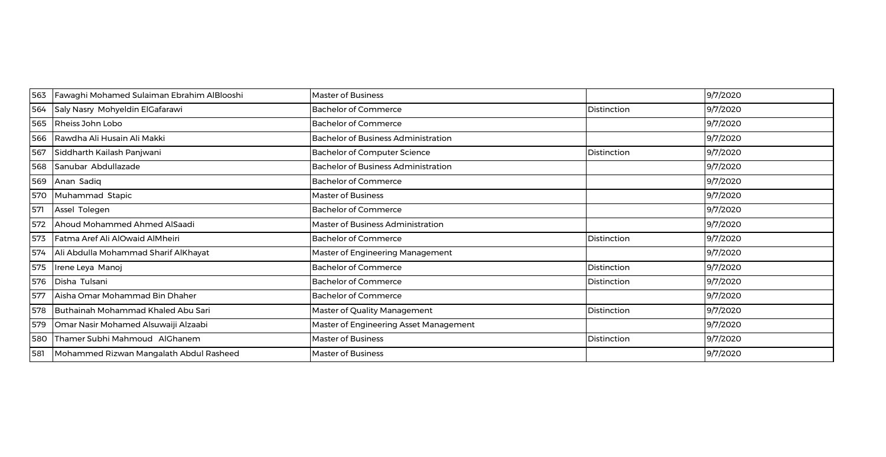| | | | | |
|---|---|---|---|---|
| 563 | Fawaghi Mohamed Sulaiman Ebrahim AlBlooshi | Master of Business | | 9/7/2020 |
| 564 | Saly Nasry Mohyeldin ElGafarawi | Bachelor of Commerce | Distinction | 9/7/2020 |
| 565 | Rheiss John Lobo | Bachelor of Commerce | | 9/7/2020 |
| 566 | Rawdha Ali Husain Ali Makki | Bachelor of Business Administration | | 9/7/2020 |
| 567 | Siddharth Kailash Panjwani | Bachelor of Computer Science | Distinction | 9/7/2020 |
| 568 | Sanubar Abdullazade | Bachelor of Business Administration | | 9/7/2020 |
| 569 | Anan Sadiq | Bachelor of Commerce | | 9/7/2020 |
| 570 | Muhammad Stapic | Master of Business | | 9/7/2020 |
| 571 | Assel Tolegen | Bachelor of Commerce | | 9/7/2020 |
| 572 | Ahoud Mohammed Ahmed AlSaadi | Master of Business Administration | | 9/7/2020 |
| 573 | Fatma Aref Ali AlOwaid AlMheiri | Bachelor of Commerce | Distinction | 9/7/2020 |
| 574 | Ali Abdulla Mohammad Sharif AlKhayat | Master of Engineering Management | | 9/7/2020 |
| 575 | Irene Leya Manoj | Bachelor of Commerce | Distinction | 9/7/2020 |
| 576 | Disha Tulsani | Bachelor of Commerce | Distinction | 9/7/2020 |
| 577 | Aisha Omar Mohammad Bin Dhaher | Bachelor of Commerce | | 9/7/2020 |
| 578 | Buthainah Mohammad Khaled Abu Sari | Master of Quality Management | Distinction | 9/7/2020 |
| 579 | Omar Nasir Mohamed Alsuwaiji Alzaabi | Master of Engineering Asset Management | | 9/7/2020 |
| 580 | Thamer Subhi Mahmoud AlGhanem | Master of Business | Distinction | 9/7/2020 |
| 581 | Mohammed Rizwan Mangalath Abdul Rasheed | Master of Business | | 9/7/2020 |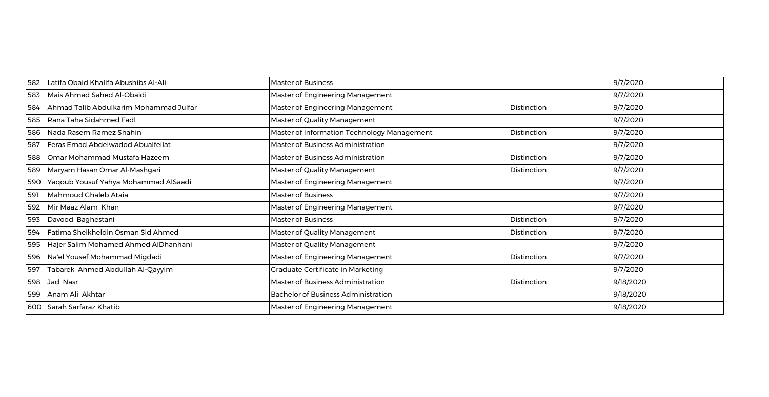| 582 | Latifa Obaid Khalifa Abushibs Al-Ali | Master of Business | | 9/7/2020 |
|---|---|---|---|---|
| 583 | Mais Ahmad Sahed Al-Obaidi | Master of Engineering Management | | 9/7/2020 |
| 584 | Ahmad Talib Abdulkarim Mohammad Julfar | Master of Engineering Management | Distinction | 9/7/2020 |
| 585 | Rana Taha Sidahmed Fadl | Master of Quality Management | | 9/7/2020 |
| 586 | Nada Rasem Ramez Shahin | Master of Information Technology Management | Distinction | 9/7/2020 |
| 587 | Feras Emad Abdelwadod Abualfeilat | Master of Business Administration | | 9/7/2020 |
| 588 | Omar Mohammad Mustafa Hazeem | Master of Business Administration | Distinction | 9/7/2020 |
| 589 | Maryam Hasan Omar Al-Mashgari | Master of Quality Management | Distinction | 9/7/2020 |
| 590 | Yaqoub Yousuf Yahya Mohammad AlSaadi | Master of Engineering Management | | 9/7/2020 |
| 591 | Mahmoud Ghaleb Ataia | Master of Business | | 9/7/2020 |
| 592 | Mir Maaz Alam Khan | Master of Engineering Management | | 9/7/2020 |
| 593 | Davood Baghestani | Master of Business | Distinction | 9/7/2020 |
| 594 | Fatima Sheikheldin Osman Sid Ahmed | Master of Quality Management | Distinction | 9/7/2020 |
| 595 | Hajer Salim Mohamed Ahmed AlDhanhani | Master of Quality Management | | 9/7/2020 |
| 596 | Na'el Yousef Mohammad Migdadi | Master of Engineering Management | Distinction | 9/7/2020 |
| 597 | Tabarek Ahmed Abdullah Al-Qayyim | Graduate Certificate in Marketing | | 9/7/2020 |
| 598 | Jad Nasr | Master of Business Administration | Distinction | 9/18/2020 |
| 599 | Anam Ali Akhtar | Bachelor of Business Administration | | 9/18/2020 |
| 600 | Sarah Sarfaraz Khatib | Master of Engineering Management | | 9/18/2020 |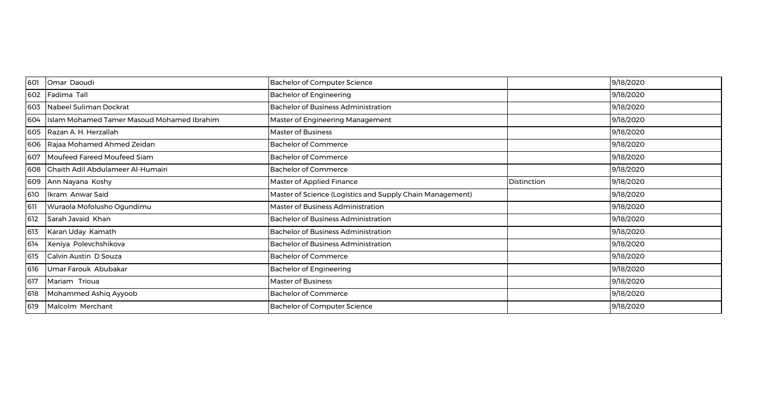| 601 | Omar Daoudi | Bachelor of Computer Science | | 9/18/2020 |
|---|---|---|---|---|
| 602 | Fadima Tall | Bachelor of Engineering | | 9/18/2020 |
| 603 | Nabeel Suliman Dockrat | Bachelor of Business Administration | | 9/18/2020 |
| 604 | Islam Mohamed Tamer Masoud Mohamed Ibrahim | Master of Engineering Management | | 9/18/2020 |
| 605 | Razan A. H. Herzallah | Master of Business | | 9/18/2020 |
| 606 | Rajaa Mohamed Ahmed Zeidan | Bachelor of Commerce | | 9/18/2020 |
| 607 | Moufeed Fareed Moufeed Siam | Bachelor of Commerce | | 9/18/2020 |
| 608 | Ghaith Adil Abdulameer Al-Humairi | Bachelor of Commerce | | 9/18/2020 |
| 609 | Ann Nayana Koshy | Master of Applied Finance | Distinction | 9/18/2020 |
| 610 | Ikram Anwar Said | Master of Science (Logistics and Supply Chain Management) | | 9/18/2020 |
| 611 | Wuraola Mofolusho Ogundimu | Master of Business Administration | | 9/18/2020 |
| 612 | Sarah Javaid Khan | Bachelor of Business Administration | | 9/18/2020 |
| 613 | Karan Uday Kamath | Bachelor of Business Administration | | 9/18/2020 |
| 614 | Xeniya Polevchshikova | Bachelor of Business Administration | | 9/18/2020 |
| 615 | Calvin Austin D Souza | Bachelor of Commerce | | 9/18/2020 |
| 616 | Umar Farouk Abubakar | Bachelor of Engineering | | 9/18/2020 |
| 617 | Mariam Trioua | Master of Business | | 9/18/2020 |
| 618 | Mohammed Ashiq Ayyoob | Bachelor of Commerce | | 9/18/2020 |
| 619 | Malcolm Merchant | Bachelor of Computer Science | | 9/18/2020 |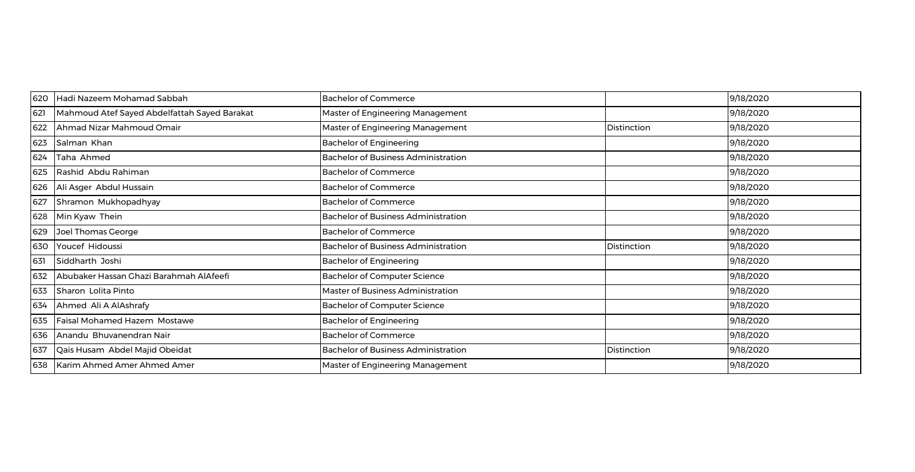| 620 | Hadi Nazeem Mohamad Sabbah | Bachelor of Commerce | | 9/18/2020 |
|---|---|---|---|---|
| 621 | Mahmoud Atef Sayed Abdelfattah Sayed Barakat | Master of Engineering Management | | 9/18/2020 |
| 622 | Ahmad Nizar Mahmoud Omair | Master of Engineering Management | Distinction | 9/18/2020 |
| 623 | Salman Khan | Bachelor of Engineering | | 9/18/2020 |
| 624 | Taha Ahmed | Bachelor of Business Administration | | 9/18/2020 |
| 625 | Rashid Abdu Rahiman | Bachelor of Commerce | | 9/18/2020 |
| 626 | Ali Asger Abdul Hussain | Bachelor of Commerce | | 9/18/2020 |
| 627 | Shramon Mukhopadhyay | Bachelor of Commerce | | 9/18/2020 |
| 628 | Min Kyaw Thein | Bachelor of Business Administration | | 9/18/2020 |
| 629 | Joel Thomas George | Bachelor of Commerce | | 9/18/2020 |
| 630 | Youcef Hidoussi | Bachelor of Business Administration | Distinction | 9/18/2020 |
| 631 | Siddharth Joshi | Bachelor of Engineering | | 9/18/2020 |
| 632 | Abubaker Hassan Ghazi Barahmah AlAfeefi | Bachelor of Computer Science | | 9/18/2020 |
| 633 | Sharon Lolita Pinto | Master of Business Administration | | 9/18/2020 |
| 634 | Ahmed Ali A AlAshrafy | Bachelor of Computer Science | | 9/18/2020 |
| 635 | Faisal Mohamed Hazem Mostawe | Bachelor of Engineering | | 9/18/2020 |
| 636 | Anandu Bhuvanendran Nair | Bachelor of Commerce | | 9/18/2020 |
| 637 | Qais Husam Abdel Majid Obeidat | Bachelor of Business Administration | Distinction | 9/18/2020 |
| 638 | Karim Ahmed Amer Ahmed Amer | Master of Engineering Management | | 9/18/2020 |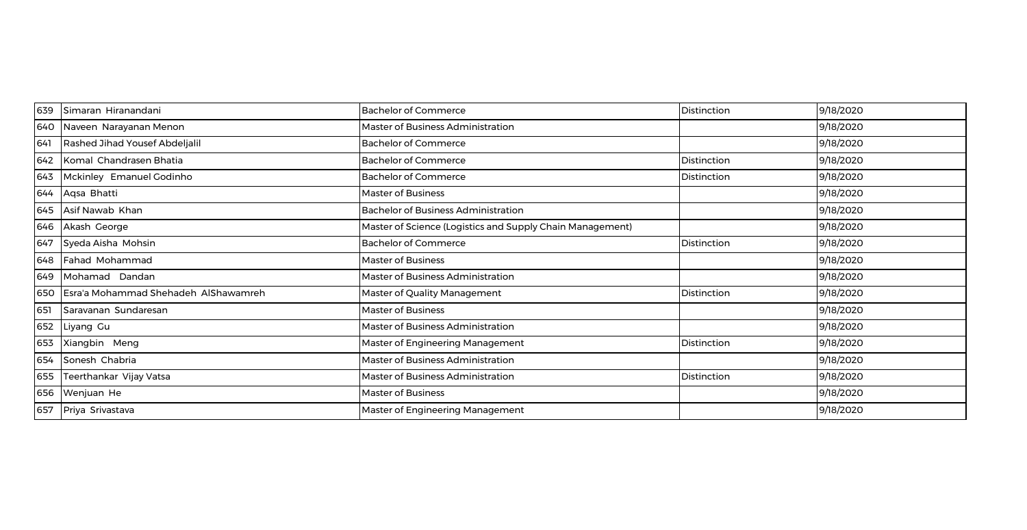| 639 | Simaran Hiranandani | Bachelor of Commerce | Distinction | 9/18/2020 |
|---|---|---|---|---|
| 640 | Naveen Narayanan Menon | Master of Business Administration | | 9/18/2020 |
| 641 | Rashed Jihad Yousef Abdeljalil | Bachelor of Commerce | | 9/18/2020 |
| 642 | Komal Chandrasen Bhatia | Bachelor of Commerce | Distinction | 9/18/2020 |
| 643 | Mckinley Emanuel Godinho | Bachelor of Commerce | Distinction | 9/18/2020 |
| 644 | Aqsa Bhatti | Master of Business | | 9/18/2020 |
| 645 | Asif Nawab Khan | Bachelor of Business Administration | | 9/18/2020 |
| 646 | Akash George | Master of Science (Logistics and Supply Chain Management) | | 9/18/2020 |
| 647 | Syeda Aisha Mohsin | Bachelor of Commerce | Distinction | 9/18/2020 |
| 648 | Fahad Mohammad | Master of Business | | 9/18/2020 |
| 649 | Mohamad Dandan | Master of Business Administration | | 9/18/2020 |
| 650 | Esra'a Mohammad Shehadeh AlShawamreh | Master of Quality Management | Distinction | 9/18/2020 |
| 651 | Saravanan Sundaresan | Master of Business | | 9/18/2020 |
| 652 | Liyang Gu | Master of Business Administration | | 9/18/2020 |
| 653 | Xiangbin Meng | Master of Engineering Management | Distinction | 9/18/2020 |
| 654 | Sonesh Chabria | Master of Business Administration | | 9/18/2020 |
| 655 | Teerthankar Vijay Vatsa | Master of Business Administration | Distinction | 9/18/2020 |
| 656 | Wenjuan He | Master of Business | | 9/18/2020 |
| 657 | Priya Srivastava | Master of Engineering Management | | 9/18/2020 |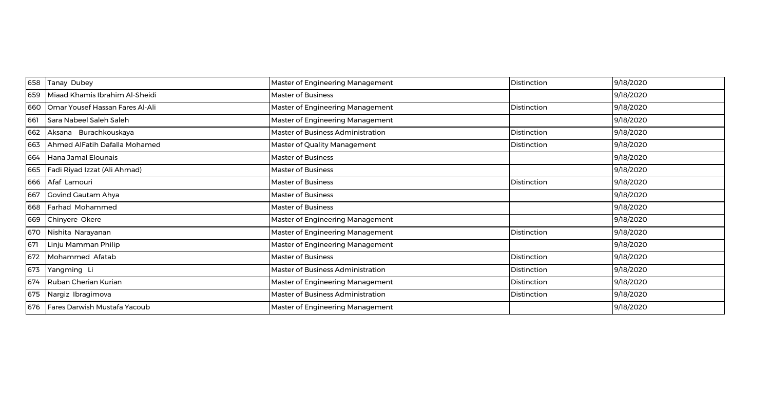| 658 | Tanay Dubey | Master of Engineering Management | Distinction | 9/18/2020 |
|---|---|---|---|---|
| 659 | Miaad Khamis Ibrahim Al-Sheidi | Master of Business | | 9/18/2020 |
| 660 | Omar Yousef Hassan Fares Al-Ali | Master of Engineering Management | Distinction | 9/18/2020 |
| 661 | Sara Nabeel Saleh Saleh | Master of Engineering Management | | 9/18/2020 |
| 662 | Aksana Burachkouskaya | Master of Business Administration | Distinction | 9/18/2020 |
| 663 | Ahmed AlFatih Dafalla Mohamed | Master of Quality Management | Distinction | 9/18/2020 |
| 664 | Hana Jamal Elounais | Master of Business | | 9/18/2020 |
| 665 | Fadi Riyad Izzat (Ali Ahmad) | Master of Business | | 9/18/2020 |
| 666 | Afaf Lamouri | Master of Business | Distinction | 9/18/2020 |
| 667 | Govind Gautam Ahya | Master of Business | | 9/18/2020 |
| 668 | Farhad Mohammed | Master of Business | | 9/18/2020 |
| 669 | Chinyere Okere | Master of Engineering Management | | 9/18/2020 |
| 670 | Nishita Narayanan | Master of Engineering Management | Distinction | 9/18/2020 |
| 671 | Linju Mamman Philip | Master of Engineering Management | | 9/18/2020 |
| 672 | Mohammed Afatab | Master of Business | Distinction | 9/18/2020 |
| 673 | Yangming Li | Master of Business Administration | Distinction | 9/18/2020 |
| 674 | Ruban Cherian Kurian | Master of Engineering Management | Distinction | 9/18/2020 |
| 675 | Nargiz Ibragimova | Master of Business Administration | Distinction | 9/18/2020 |
| 676 | Fares Darwish Mustafa Yacoub | Master of Engineering Management | | 9/18/2020 |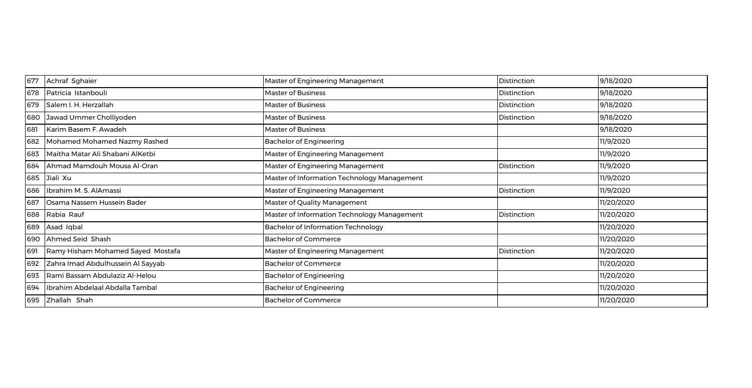| 677 | Achraf Sghaier | Master of Engineering Management | Distinction | 9/18/2020 |
|---|---|---|---|---|
| 678 | Patricia Istanbouli | Master of Business | Distinction | 9/18/2020 |
| 679 | Salem I. H. Herzallah | Master of Business | Distinction | 9/18/2020 |
| 680 | Jawad Ummer Cholliyoden | Master of Business | Distinction | 9/18/2020 |
| 681 | Karim Basem F. Awadeh | Master of Business | | 9/18/2020 |
| 682 | Mohamed Mohamed Nazmy Rashed | Bachelor of Engineering | | 11/9/2020 |
| 683 | Maitha Matar Ali Shabani AlKetbi | Master of Engineering Management | | 11/9/2020 |
| 684 | Ahmad Mamdouh Mousa Al-Oran | Master of Engineering Management | Distinction | 11/9/2020 |
| 685 | Jiali Xu | Master of Information Technology Management | | 11/9/2020 |
| 686 | Ibrahim M. S. AlAmassi | Master of Engineering Management | Distinction | 11/9/2020 |
| 687 | Osama Nassem Hussein Bader | Master of Quality Management | | 11/20/2020 |
| 688 | Rabia Rauf | Master of Information Technology Management | Distinction | 11/20/2020 |
| 689 | Asad Iqbal | Bachelor of Information Technology | | 11/20/2020 |
| 690 | Ahmed Seid Shash | Bachelor of Commerce | | 11/20/2020 |
| 691 | Ramy Hisham Mohamed Sayed Mostafa | Master of Engineering Management | Distinction | 11/20/2020 |
| 692 | Zahra Imad Abdulhussein Al Sayyab | Bachelor of Commerce | | 11/20/2020 |
| 693 | Rami Bassam Abdulaziz Al-Helou | Bachelor of Engineering | | 11/20/2020 |
| 694 | Ibrahim Abdelaal Abdalla Tambal | Bachelor of Engineering | | 11/20/2020 |
| 695 | Zhallah Shah | Bachelor of Commerce | | 11/20/2020 |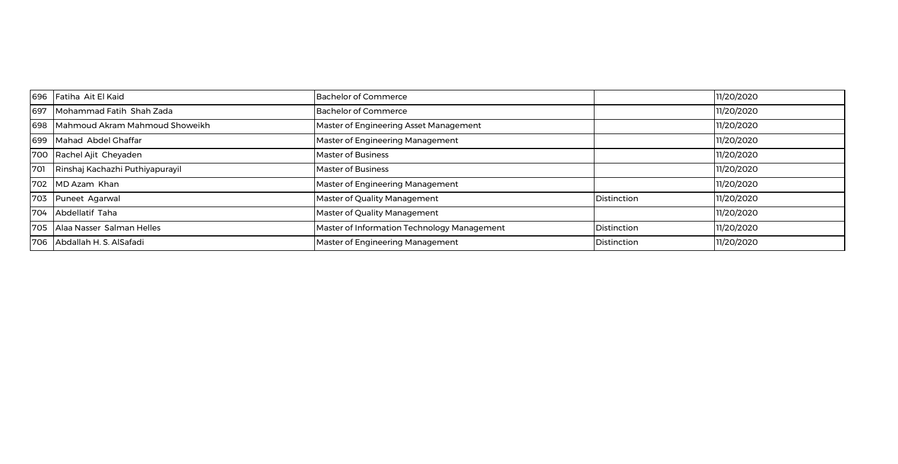| | | | | |
|---|---|---|---|---|
| 696 | Fatiha Ait El Kaid | Bachelor of Commerce | | 11/20/2020 |
| 697 | Mohammad Fatih Shah Zada | Bachelor of Commerce | | 11/20/2020 |
| 698 | Mahmoud Akram Mahmoud Showeikh | Master of Engineering Asset Management | | 11/20/2020 |
| 699 | Mahad Abdel Ghaffar | Master of Engineering Management | | 11/20/2020 |
| 700 | Rachel Ajit Cheyaden | Master of Business | | 11/20/2020 |
| 701 | Rinshaj Kachazhi Puthiyapurayil | Master of Business | | 11/20/2020 |
| 702 | MD Azam Khan | Master of Engineering Management | | 11/20/2020 |
| 703 | Puneet Agarwal | Master of Quality Management | Distinction | 11/20/2020 |
| 704 | Abdellatif Taha | Master of Quality Management | | 11/20/2020 |
| 705 | Alaa Nasser Salman Helles | Master of Information Technology Management | Distinction | 11/20/2020 |
| 706 | Abdallah H. S. AlSafadi | Master of Engineering Management | Distinction | 11/20/2020 |